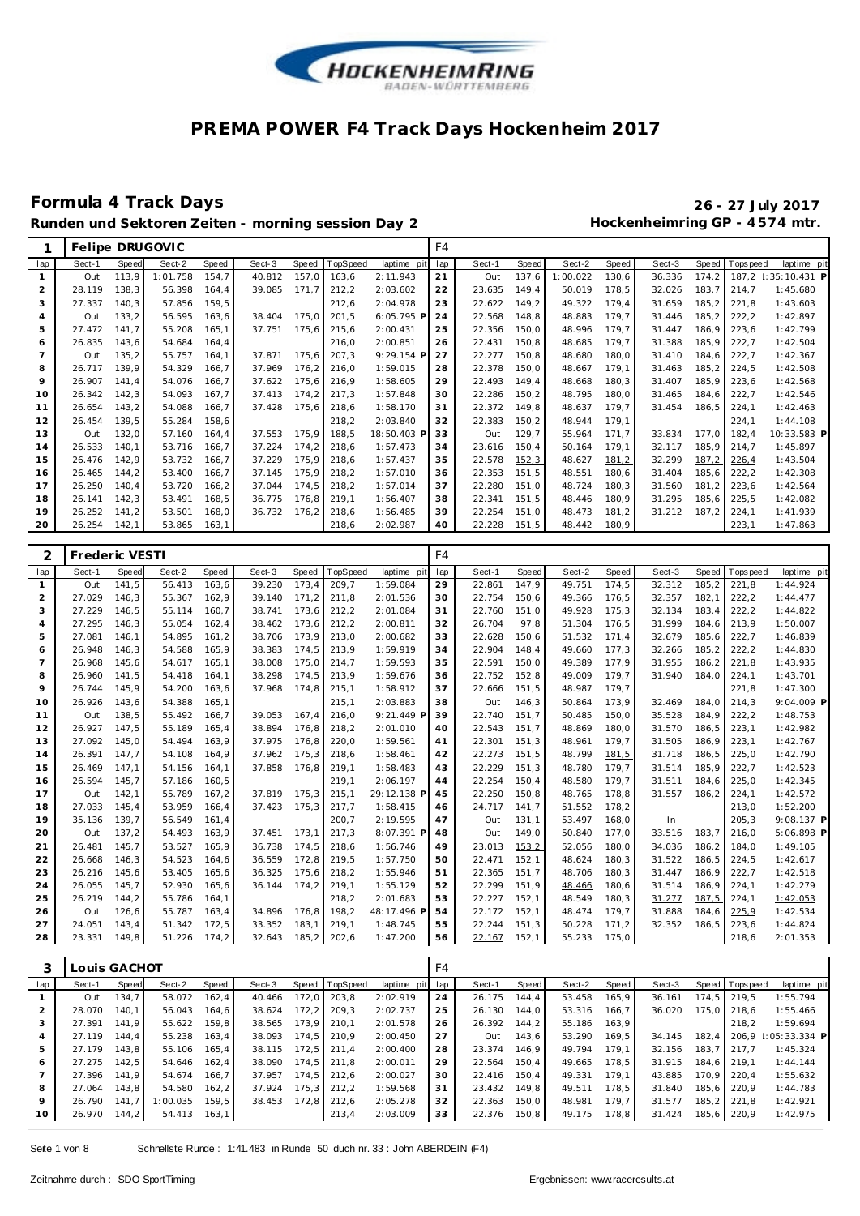# PREMA POWER F4 Track Days Hockenheim 2017

## Formula 4 Track Days

**26 - 27 July 2017**

**Runden und Sektoren Zeiten - morning session Day 2**

**Hockenheimring GP - 4574 mtr.**

| 1 | Felipe DRUGOVIC | | | | | | | | F4 | | | | | | | | | |
|---|---|---|---|---|---|---|---|---|---|---|---|---|---|---|---|---|---|---|
| lap | Sect-1 | Speed | Sect-2 | Speed | Sect-3 | Speed | TopSpeed | laptime pit | lap | Sect-1 | Speed | Sect-2 | Speed | Sect-3 | Speed | Topspeed | laptime pit |
| 1 | Out | 113,9 | 1:01.758 | 154,7 | 40.812 | 157,0 | 163,6 | 2:11.943 | 21 | Out | 137,6 | 1:00.022 | 130,6 | 36.336 | 174,2 | 187,2 | 1:35:10.431 P |
| 2 | 28.119 | 138,3 | 56.398 | 164,4 | 39.085 | 171,7 | 212,2 | 2:03.602 | 22 | 23.635 | 149,4 | 50.019 | 178,5 | 32.026 | 183,7 | 214,7 | 1:45.680 |
| 3 | 27.337 | 140,3 | 57.856 | 159,5 | | | 212,6 | 2:04.978 | 23 | 22.622 | 149,2 | 49.322 | 179,4 | 31.659 | 185,2 | 221,8 | 1:43.603 |
| 4 | Out | 133,2 | 56.595 | 163,6 | 38.404 | 175,0 | 201,5 | 6:05.795 P | 24 | 22.568 | 148,8 | 48.883 | 179,7 | 31.446 | 185,2 | 222,2 | 1:42.897 |
| 5 | 27.472 | 141,7 | 55.208 | 165,1 | 37.751 | 175,6 | 215,6 | 2:00.431 | 25 | 22.356 | 150,0 | 48.996 | 179,7 | 31.447 | 186,9 | 223,6 | 1:42.799 |
| 6 | 26.835 | 143,6 | 54.684 | 164,4 | | | 216,0 | 2:00.851 | 26 | 22.431 | 150,8 | 48.685 | 179,7 | 31.388 | 185,9 | 222,7 | 1:42.504 |
| 7 | Out | 135,2 | 55.757 | 164,1 | 37.871 | 175,6 | 207,3 | 9:29.154 P | 27 | 22.277 | 150,8 | 48.680 | 180,0 | 31.410 | 184,6 | 222,7 | 1:42.367 |
| 8 | 26.717 | 139,9 | 54.329 | 166,7 | 37.969 | 176,2 | 216,0 | 1:59.015 | 28 | 22.378 | 150,0 | 48.667 | 179,1 | 31.463 | 185,2 | 224,5 | 1:42.508 |
| 9 | 26.907 | 141,4 | 54.076 | 166,7 | 37.622 | 175,6 | 216,9 | 1:58.605 | 29 | 22.493 | 149,4 | 48.668 | 180,3 | 31.407 | 185,9 | 223,6 | 1:42.568 |
| 10 | 26.342 | 142,3 | 54.093 | 167,7 | 37.413 | 174,2 | 217,3 | 1:57.848 | 30 | 22.286 | 150,2 | 48.795 | 180,0 | 31.465 | 184,6 | 222,7 | 1:42.546 |
| 11 | 26.654 | 143,2 | 54.088 | 166,7 | 37.428 | 175,6 | 218,6 | 1:58.170 | 31 | 22.372 | 149,8 | 48.637 | 179,7 | 31.454 | 186,5 | 224,1 | 1:42.463 |
| 12 | 26.454 | 139,5 | 55.284 | 158,6 | | | 218,2 | 2:03.840 | 32 | 22.383 | 150,2 | 48.944 | 179,1 | | | 224,1 | 1:44.108 |
| 13 | Out | 132,0 | 57.160 | 164,4 | 37.553 | 175,9 | 188,5 | 18:50.403 P | 33 | Out | 129,7 | 55.964 | 171,7 | 33.834 | 177,0 | 182,4 | 10:33.583 P |
| 14 | 26.533 | 140,1 | 53.716 | 166,7 | 37.224 | 174,2 | 218,6 | 1:57.473 | 34 | 23.616 | 150,4 | 50.164 | 179,1 | 32.117 | 185,9 | 214,7 | 1:45.897 |
| 15 | 26.476 | 142,9 | 53.732 | 166,7 | 37.229 | 175,9 | 218,6 | 1:57.437 | 35 | 22.578 | 152,3 | 48.627 | 181,2 | 32.299 | 187,2 | 226,4 | 1:43.504 |
| 16 | 26.465 | 144,2 | 53.400 | 166,7 | 37.145 | 175,9 | 218,2 | 1:57.010 | 36 | 22.353 | 151,5 | 48.551 | 180,6 | 31.404 | 185,6 | 222,2 | 1:42.308 |
| 17 | 26.250 | 140,4 | 53.720 | 166,2 | 37.044 | 174,5 | 218,2 | 1:57.014 | 37 | 22.280 | 151,0 | 48.724 | 180,3 | 31.560 | 181,2 | 223,6 | 1:42.564 |
| 18 | 26.141 | 142,3 | 53.491 | 168,5 | 36.775 | 176,8 | 219,1 | 1:56.407 | 38 | 22.341 | 151,5 | 48.446 | 180,9 | 31.295 | 185,6 | 225,5 | 1:42.082 |
| 19 | 26.252 | 141,2 | 53.501 | 168,0 | 36.732 | 176,2 | 218,6 | 1:56.485 | 39 | 22.254 | 151,0 | 48.473 | 181,2 | 31.212 | 187,2 | 224,1 | 1:41.939 |
| 20 | 26.254 | 142,1 | 53.865 | 163,1 | | | 218,6 | 2:02.987 | 40 | 22.228 | 151,5 | 48.442 | 180,9 | | | 223,1 | 1:47.863 |

| 2 | Frederic VESTI | | | | | | | | F4 | | | | | | | | | |
|---|---|---|---|---|---|---|---|---|---|---|---|---|---|---|---|---|---|---|
| lap | Sect-1 | Speed | Sect-2 | Speed | Sect-3 | Speed | TopSpeed | laptime pit | lap | Sect-1 | Speed | Sect-2 | Speed | Sect-3 | Speed | Topspeed | laptime pit |
| 1 | Out | 141,5 | 56.413 | 163,6 | 39.230 | 173,4 | 209,7 | 1:59.084 | 29 | 22.861 | 147,9 | 49.751 | 174,5 | 32.312 | 185,2 | 221,8 | 1:44.924 |
| 2 | 27.029 | 146,3 | 55.367 | 162,9 | 39.140 | 171,2 | 211,8 | 2:01.536 | 30 | 22.754 | 150,6 | 49.366 | 176,5 | 32.357 | 182,1 | 222,2 | 1:44.477 |
| 3 | 27.229 | 146,5 | 55.114 | 160,7 | 38.741 | 173,6 | 212,2 | 2:01.084 | 31 | 22.760 | 151,0 | 49.928 | 175,3 | 32.134 | 183,4 | 222,2 | 1:44.822 |
| 4 | 27.295 | 146,3 | 55.054 | 162,4 | 38.462 | 173,6 | 212,2 | 2:00.811 | 32 | 26.704 | 97,8 | 51.304 | 176,5 | 31.999 | 184,6 | 213,9 | 1:50.007 |
| 5 | 27.081 | 146,1 | 54.895 | 161,2 | 38.706 | 173,9 | 213,0 | 2:00.682 | 33 | 22.628 | 150,6 | 51.532 | 171,4 | 32.679 | 185,6 | 222,7 | 1:46.839 |
| 6 | 26.948 | 146,3 | 54.588 | 165,9 | 38.383 | 174,5 | 213,9 | 1:59.919 | 34 | 22.904 | 148,4 | 49.660 | 177,3 | 32.266 | 185,2 | 222,2 | 1:44.830 |
| 7 | 26.968 | 145,6 | 54.617 | 165,1 | 38.008 | 175,0 | 214,7 | 1:59.593 | 35 | 22.591 | 150,0 | 49.389 | 177,9 | 31.955 | 186,2 | 221,8 | 1:43.935 |
| 8 | 26.960 | 141,5 | 54.418 | 164,1 | 38.298 | 174,5 | 213,9 | 1:59.676 | 36 | 22.752 | 152,8 | 49.009 | 179,7 | 31.940 | 184,0 | 224,1 | 1:43.701 |
| 9 | 26.744 | 145,9 | 54.200 | 163,6 | 37.968 | 174,8 | 215,1 | 1:58.912 | 37 | 22.666 | 151,5 | 48.987 | 179,7 | | | 221,8 | 1:47.300 |
| 10 | 26.926 | 143,6 | 54.388 | 165,1 | | | 215,1 | 2:03.883 | 38 | Out | 146,3 | 50.864 | 173,9 | 32.469 | 184,0 | 214,3 | 9:04.009 P |
| 11 | Out | 138,5 | 55.492 | 166,7 | 39.053 | 167,4 | 216,0 | 9:21.449 P | 39 | 22.740 | 151,7 | 50.485 | 150,0 | 35.528 | 184,9 | 222,2 | 1:48.753 |
| 12 | 26.927 | 147,5 | 55.189 | 165,4 | 38.894 | 176,8 | 218,2 | 2:01.010 | 40 | 22.543 | 151,7 | 48.869 | 180,0 | 31.570 | 186,5 | 223,1 | 1:42.982 |
| 13 | 27.092 | 145,0 | 54.494 | 163,9 | 37.975 | 176,8 | 220,0 | 1:59.561 | 41 | 22.301 | 151,3 | 48.961 | 179,7 | 31.505 | 186,9 | 223,1 | 1:42.767 |
| 14 | 26.391 | 147,7 | 54.108 | 164,9 | 37.962 | 175,3 | 218,6 | 1:58.461 | 42 | 22.273 | 151,5 | 48.799 | 181,5 | 31.718 | 186,5 | 225,0 | 1:42.790 |
| 15 | 26.469 | 147,1 | 54.156 | 164,1 | 37.858 | 176,8 | 219,1 | 1:58.483 | 43 | 22.229 | 151,3 | 48.780 | 179,7 | 31.514 | 185,9 | 222,7 | 1:42.523 |
| 16 | 26.594 | 145,7 | 57.186 | 160,5 | | | 219,1 | 2:06.197 | 44 | 22.254 | 150,4 | 48.580 | 179,7 | 31.511 | 184,6 | 225,0 | 1:42.345 |
| 17 | Out | 142,1 | 55.789 | 167,2 | 37.819 | 175,3 | 215,1 | 29:12.138 P | 45 | 22.250 | 150,8 | 48.765 | 178,8 | 31.557 | 186,2 | 224,1 | 1:42.572 |
| 18 | 27.033 | 145,4 | 53.959 | 166,4 | 37.423 | 175,3 | 217,7 | 1:58.415 | 46 | 24.717 | 141,7 | 51.552 | 178,2 | | | 213,0 | 1:52.200 |
| 19 | 35.136 | 139,7 | 56.549 | 161,4 | | | 200,7 | 2:19.595 | 47 | Out | 131,1 | 53.497 | 168,0 | In | | 205,3 | 9:08.137 P |
| 20 | Out | 137,2 | 54.493 | 163,9 | 37.451 | 173,1 | 217,3 | 8:07.391 P | 48 | Out | 149,0 | 50.840 | 177,0 | 33.516 | 183,7 | 216,0 | 5:06.898 P |
| 21 | 26.481 | 145,7 | 53.527 | 165,9 | 36.738 | 174,5 | 218,6 | 1:56.746 | 49 | 23.013 | 153,2 | 52.056 | 180,0 | 34.036 | 186,2 | 184,0 | 1:49.105 |
| 22 | 26.668 | 146,3 | 54.523 | 164,6 | 36.559 | 172,8 | 219,5 | 1:57.750 | 50 | 22.471 | 152,1 | 48.624 | 180,3 | 31.522 | 186,5 | 224,5 | 1:42.617 |
| 23 | 26.216 | 145,6 | 53.405 | 165,6 | 36.325 | 175,6 | 218,2 | 1:55.946 | 51 | 22.365 | 151,7 | 48.706 | 180,3 | 31.447 | 186,9 | 222,7 | 1:42.518 |
| 24 | 26.055 | 145,7 | 52.930 | 165,6 | 36.144 | 174,2 | 219,1 | 1:55.129 | 52 | 22.299 | 151,9 | 48.466 | 180,6 | 31.514 | 186,9 | 224,1 | 1:42.279 |
| 25 | 26.219 | 144,2 | 55.786 | 164,1 | | | 218,2 | 2:01.683 | 53 | 22.227 | 152,1 | 48.549 | 180,3 | 31.277 | 187,5 | 224,1 | 1:42.053 |
| 26 | Out | 126,6 | 55.787 | 163,4 | 34.896 | 176,8 | 198,2 | 48:17.496 P | 54 | 22.172 | 152,1 | 48.474 | 179,7 | 31.888 | 184,6 | 225,9 | 1:42.534 |
| 27 | 24.051 | 143,4 | 51.342 | 172,5 | 33.352 | 183,1 | 219,1 | 1:48.745 | 55 | 22.244 | 151,3 | 50.228 | 171,2 | 32.352 | 186,5 | 223,6 | 1:44.824 |
| 28 | 23.331 | 149,8 | 51.226 | 174,2 | 32.643 | 185,2 | 202,6 | 1:47.200 | 56 | 22.167 | 152,1 | 55.233 | 175,0 | | | 218,6 | 2:01.353 |

| 3 | Louis GACHOT | | | | | | | | F4 | | | | | | | | | |
|---|---|---|---|---|---|---|---|---|---|---|---|---|---|---|---|---|---|---|
| lap | Sect-1 | Speed | Sect-2 | Speed | Sect-3 | Speed | TopSpeed | laptime pit | lap | Sect-1 | Speed | Sect-2 | Speed | Sect-3 | Speed | Topspeed | laptime pit |
| 1 | Out | 134,7 | 58.072 | 162,4 | 40.466 | 172,0 | 203,8 | 2:02.919 | 24 | 26.175 | 144,4 | 53.458 | 165,9 | 36.161 | 174,5 | 219,5 | 1:55.794 |
| 2 | 28.070 | 140,1 | 56.043 | 164,6 | 38.624 | 172,2 | 209,3 | 2:02.737 | 25 | 26.130 | 144,0 | 53.316 | 166,7 | 36.020 | 175,0 | 218,6 | 1:55.466 |
| 3 | 27.391 | 141,9 | 55.622 | 159,8 | 38.565 | 173,9 | 210,1 | 2:01.578 | 26 | 26.392 | 144,2 | 55.186 | 163,9 | | | 218,2 | 1:59.694 |
| 4 | 27.119 | 144,4 | 55.238 | 163,4 | 38.093 | 174,5 | 210,9 | 2:00.450 | 27 | Out | 143,6 | 53.290 | 169,5 | 34.145 | 182,4 | 206,9 | 1:05:33.334 P |
| 5 | 27.179 | 143,8 | 55.106 | 165,4 | 38.115 | 172,5 | 211,4 | 2:00.400 | 28 | 23.374 | 146,9 | 49.794 | 179,1 | 32.156 | 183,7 | 217,7 | 1:45.324 |
| 6 | 27.275 | 142,5 | 54.646 | 162,4 | 38.090 | 174,5 | 211,8 | 2:00.011 | 29 | 22.564 | 150,4 | 49.665 | 178,5 | 31.915 | 184,6 | 219,1 | 1:44.144 |
| 7 | 27.396 | 141,9 | 54.674 | 166,7 | 37.957 | 174,5 | 212,6 | 2:00.027 | 30 | 22.416 | 150,4 | 49.331 | 179,1 | 43.885 | 170,9 | 220,4 | 1:55.632 |
| 8 | 27.064 | 143,8 | 54.580 | 162,2 | 37.924 | 175,3 | 212,2 | 1:59.568 | 31 | 23.432 | 149,8 | 49.511 | 178,5 | 31.840 | 185,6 | 220,9 | 1:44.783 |
| 9 | 26.790 | 141,7 | 1:00.035 | 159,5 | 38.453 | 172,8 | 212,6 | 2:05.278 | 32 | 22.363 | 150,0 | 48.981 | 179,7 | 31.577 | 185,2 | 221,8 | 1:42.921 |
| 10 | 26.970 | 144,2 | 54.413 | 163,1 | | | 213,4 | 2:03.009 | 33 | 22.376 | 150,8 | 49.175 | 178,8 | 31.424 | 185,6 | 220,9 | 1:42.975 |

Schnellste Runde : 1:41.483 in Runde 50 duch nr. 33 : John ABERDEIN (F4)

Zeitnahme durch : SDO SportTiming

Ergebnissen: www.raceresults.at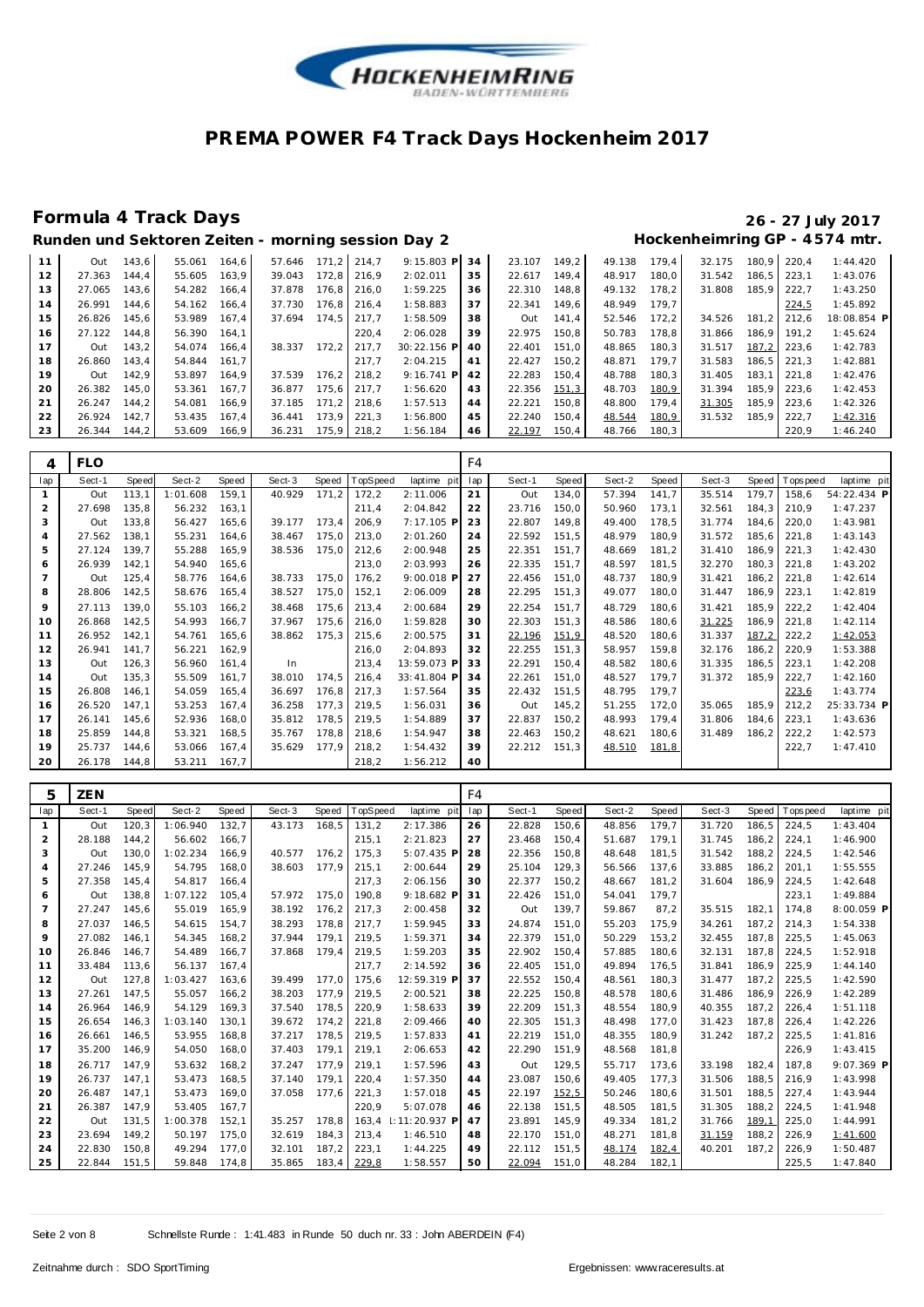# PREMA POWER F4 Track Days Hockenheim 2017

## Formula 4 Track Days

**26 - 27 July 2017**

### Runden und Sektoren Zeiten - morning session Day 2

**Hockenheimring GP - 4574 mtr.**

| lap | Sect-1 | Speed | Sect-2 | Speed | Sect-3 | Speed | TopSpeed | laptime pit | lap | Sect-1 | Speed | Sect-2 | Speed | Sect-3 | Speed | Topspeed | laptime pit |
|---|---|---|---|---|---|---|---|---|---|---|---|---|---|---|---|---|---|
| 11 | Out | 143,6 | 55.061 | 164,6 | 57.646 | 171,2 | 214,7 | 9:15.803 P | 34 | 23.107 | 149,2 | 49.138 | 179,4 | 32.175 | 180,9 | 220,4 | 1:44.420 |
| 12 | 27.363 | 144,4 | 55.605 | 163,9 | 39.043 | 172,8 | 216,9 | 2:02.011 | 35 | 22.617 | 149,4 | 48.917 | 180,0 | 31.542 | 186,5 | 223,1 | 1:43.076 |
| 13 | 27.065 | 143,6 | 54.282 | 166,4 | 37.878 | 176,8 | 216,0 | 1:59.225 | 36 | 22.310 | 148,8 | 49.132 | 178,2 | 31.808 | 185,9 | 222,7 | 1:43.250 |
| 14 | 26.991 | 144,6 | 54.162 | 166,4 | 37.730 | 176,8 | 216,4 | 1:58.883 | 37 | 22.341 | 149,6 | 48.949 | 179,7 | | | 224,5 | 1:45.892 |
| 15 | 26.826 | 145,6 | 53.989 | 167,4 | 37.694 | 174,5 | 217,7 | 1:58.509 | 38 | Out | 141,4 | 52.546 | 172,2 | 34.526 | 181,2 | 212,6 | 18:08.854 P |
| 16 | 27.122 | 144,8 | 56.390 | 164,1 | | | 220,4 | 2:06.028 | 39 | 22.975 | 150,8 | 50.783 | 178,8 | 31.866 | 186,9 | 191,2 | 1:45.624 |
| 17 | Out | 143,2 | 54.074 | 166,4 | 38.337 | 172,2 | 217,7 | 30:22.156 P | 40 | 22.401 | 151,0 | 48.865 | 180,3 | 31.517 | 187,2 | 223,6 | 1:42.783 |
| 18 | 26.860 | 143,4 | 54.844 | 161,7 | | | 217,7 | 2:04.215 | 41 | 22.427 | 150,2 | 48.871 | 179,7 | 31.583 | 186,5 | 221,3 | 1:42.881 |
| 19 | Out | 142,9 | 53.897 | 164,9 | 37.539 | 176,2 | 218,2 | 9:16.741 P | 42 | 22.283 | 150,4 | 48.788 | 180,3 | 31.405 | 183,1 | 221,8 | 1:42.476 |
| 20 | 26.382 | 145,0 | 53.361 | 167,7 | 36.877 | 175,6 | 217,7 | 1:56.620 | 43 | 22.356 | 151,3 | 48.703 | 180,9 | 31.394 | 185,9 | 223,6 | 1:42.453 |
| 21 | 26.247 | 144,2 | 54.081 | 166,9 | 37.185 | 171,2 | 218,6 | 1:57.513 | 44 | 22.221 | 150,8 | 48.800 | 179,4 | 31.305 | 185,9 | 223,6 | 1:42.326 |
| 22 | 26.924 | 142,7 | 53.435 | 167,4 | 36.441 | 173,9 | 221,3 | 1:56.800 | 45 | 22.240 | 150,4 | 48.544 | 180,9 | 31.532 | 185,9 | 222,7 | 1:42.316 |
| 23 | 26.344 | 144,2 | 53.609 | 166,9 | 36.231 | 175,9 | 218,2 | 1:56.184 | 46 | 22.197 | 150,4 | 48.766 | 180,3 | | | 220,9 | 1:46.240 |

**4 FLO** — F4

| lap | Sect-1 | Speed | Sect-2 | Speed | Sect-3 | Speed | TopSpeed | laptime pit | lap | Sect-1 | Speed | Sect-2 | Speed | Sect-3 | Speed | Topspeed | laptime pit |
|---|---|---|---|---|---|---|---|---|---|---|---|---|---|---|---|---|---|
| 1 | Out | 113,1 | 1:01.608 | 159,1 | 40.929 | 171,2 | 172,2 | 2:11.006 | 21 | Out | 134,0 | 57.394 | 141,7 | 35.514 | 179,7 | 158,6 | 54:22.434 P |
| 2 | 27.698 | 135,8 | 56.232 | 163,1 | | | 211,4 | 2:04.842 | 22 | 23.716 | 150,0 | 50.960 | 173,1 | 32.561 | 184,3 | 210,9 | 1:47.237 |
| 3 | Out | 133,8 | 56.427 | 165,6 | 39.177 | 173,4 | 206,9 | 7:17.105 P | 23 | 22.807 | 149,8 | 49.400 | 178,5 | 31.774 | 184,6 | 220,0 | 1:43.981 |
| 4 | 27.562 | 138,1 | 55.231 | 164,6 | 38.467 | 175,0 | 213,0 | 2:01.260 | 24 | 22.592 | 151,5 | 48.979 | 180,9 | 31.572 | 185,6 | 221,8 | 1:43.143 |
| 5 | 27.124 | 139,7 | 55.288 | 165,9 | 38.536 | 175,0 | 212,6 | 2:00.948 | 25 | 22.351 | 151,7 | 48.669 | 181,2 | 31.410 | 186,9 | 221,3 | 1:42.430 |
| 6 | 26.939 | 142,1 | 54.940 | 165,6 | | | 213,0 | 2:03.993 | 26 | 22.335 | 151,7 | 48.597 | 181,5 | 32.270 | 180,3 | 221,8 | 1:43.202 |
| 7 | Out | 125,4 | 58.776 | 164,6 | 38.733 | 175,0 | 176,2 | 9:00.018 P | 27 | 22.456 | 151,0 | 48.737 | 180,9 | 31.421 | 186,2 | 221,8 | 1:42.614 |
| 8 | 28.806 | 142,5 | 58.676 | 165,4 | 38.527 | 175,0 | 152,1 | 2:06.009 | 28 | 22.295 | 151,3 | 49.077 | 180,0 | 31.447 | 186,9 | 223,1 | 1:42.819 |
| 9 | 27.113 | 139,0 | 55.103 | 166,2 | 38.468 | 175,6 | 213,4 | 2:00.684 | 29 | 22.254 | 151,7 | 48.729 | 180,6 | 31.421 | 185,9 | 222,2 | 1:42.404 |
| 10 | 26.868 | 142,5 | 54.993 | 166,7 | 37.967 | 175,6 | 216,0 | 1:59.828 | 30 | 22.303 | 151,3 | 48.586 | 180,6 | 31.225 | 186,9 | 221,8 | 1:42.114 |
| 11 | 26.952 | 142,1 | 54.761 | 165,6 | 38.862 | 175,3 | 215,6 | 2:00.575 | 31 | 22.196 | 151,9 | 48.520 | 180,6 | 31.337 | 187,2 | 222,2 | 1:42.053 |
| 12 | 26.941 | 141,7 | 56.221 | 162,9 | | | 216,0 | 2:04.893 | 32 | 22.255 | 151,3 | 58.957 | 159,8 | 32.176 | 186,2 | 220,9 | 1:53.388 |
| 13 | Out | 126,3 | 56.960 | 161,4 | In | | 213,4 | 13:59.073 P | 33 | 22.291 | 150,4 | 48.582 | 180,6 | 31.335 | 186,5 | 223,1 | 1:42.208 |
| 14 | Out | 135,3 | 55.509 | 161,7 | 38.010 | 174,5 | 216,4 | 33:41.804 P | 34 | 22.261 | 151,0 | 48.527 | 179,7 | 31.372 | 185,9 | 222,7 | 1:42.160 |
| 15 | 26.808 | 146,1 | 54.059 | 165,4 | 36.697 | 176,8 | 217,3 | 1:57.564 | 35 | 22.432 | 151,5 | 48.795 | 179,7 | | | 223,6 | 1:43.774 |
| 16 | 26.520 | 147,1 | 53.253 | 167,4 | 36.258 | 177,3 | 219,5 | 1:56.031 | 36 | Out | 145,2 | 51.255 | 172,0 | 35.065 | 185,9 | 212,2 | 25:33.734 P |
| 17 | 26.141 | 145,6 | 52.936 | 168,0 | 35.812 | 178,5 | 219,5 | 1:54.889 | 37 | 22.837 | 150,2 | 48.993 | 179,4 | 31.806 | 184,6 | 223,1 | 1:43.636 |
| 18 | 25.859 | 144,8 | 53.321 | 168,5 | 35.767 | 178,8 | 218,6 | 1:54.947 | 38 | 22.463 | 150,2 | 48.621 | 180,6 | 31.489 | 186,2 | 222,2 | 1:42.573 |
| 19 | 25.737 | 144,6 | 53.066 | 167,4 | 35.629 | 177,9 | 218,2 | 1:54.432 | 39 | 22.212 | 151,3 | 48.510 | 181,8 | | | 222,7 | 1:47.410 |
| 20 | 26.178 | 144,8 | 53.211 | 167,7 | | | 218,2 | 1:56.212 | 40 | | | | | | | | |

**5 ZEN** — F4

| lap | Sect-1 | Speed | Sect-2 | Speed | Sect-3 | Speed | TopSpeed | laptime pit | lap | Sect-1 | Speed | Sect-2 | Speed | Sect-3 | Speed | Topspeed | laptime pit |
|---|---|---|---|---|---|---|---|---|---|---|---|---|---|---|---|---|---|
| 1 | Out | 120,3 | 1:06.940 | 132,7 | 43.173 | 168,5 | 131,2 | 2:17.386 | 26 | 22.828 | 150,6 | 48.856 | 179,7 | 31.720 | 186,5 | 224,5 | 1:43.404 |
| 2 | 28.188 | 144,2 | 56.602 | 166,7 | | | 215,1 | 2:21.823 | 27 | 23.468 | 150,4 | 51.687 | 179,1 | 31.745 | 186,2 | 224,1 | 1:46.900 |
| 3 | Out | 130,0 | 1:02.234 | 166,9 | 40.577 | 176,2 | 175,3 | 5:07.435 P | 28 | 22.356 | 150,8 | 48.648 | 181,5 | 31.542 | 188,2 | 224,5 | 1:42.546 |
| 4 | 27.246 | 145,9 | 54.795 | 168,0 | 38.603 | 177,9 | 215,1 | 2:00.644 | 29 | 25.104 | 129,3 | 56.566 | 137,6 | 33.885 | 186,2 | 201,1 | 1:55.555 |
| 5 | 27.358 | 145,4 | 54.817 | 166,4 | | | 217,3 | 2:06.156 | 30 | 22.377 | 150,2 | 48.667 | 181,2 | 31.604 | 186,9 | 224,5 | 1:42.648 |
| 6 | Out | 138,8 | 1:07.122 | 105,4 | 57.972 | 175,0 | 190,8 | 9:18.682 P | 31 | 22.426 | 151,0 | 54.041 | 179,7 | | | 223,1 | 1:49.884 |
| 7 | 27.247 | 145,6 | 55.019 | 165,9 | 38.192 | 176,2 | 217,3 | 2:00.458 | 32 | Out | 139,7 | 59.867 | 87,2 | 35.515 | 182,1 | 174,8 | 8:00.059 P |
| 8 | 27.037 | 146,5 | 54.615 | 154,7 | 38.293 | 178,8 | 217,7 | 1:59.945 | 33 | 24.874 | 151,0 | 55.203 | 175,9 | 34.261 | 187,2 | 214,3 | 1:54.338 |
| 9 | 27.082 | 146,1 | 54.345 | 168,2 | 37.944 | 179,1 | 219,5 | 1:59.371 | 34 | 22.379 | 151,0 | 50.229 | 153,2 | 32.455 | 187,8 | 225,5 | 1:45.063 |
| 10 | 26.846 | 146,7 | 54.489 | 166,7 | 37.868 | 179,4 | 219,5 | 1:59.203 | 35 | 22.902 | 150,4 | 57.885 | 180,6 | 32.131 | 187,8 | 224,5 | 1:52.918 |
| 11 | 33.484 | 113,6 | 56.137 | 167,4 | | | 217,7 | 2:14.592 | 36 | 22.405 | 151,0 | 49.894 | 176,5 | 31.841 | 186,9 | 225,9 | 1:44.140 |
| 12 | Out | 127,8 | 1:03.427 | 163,6 | 39.499 | 177,0 | 175,6 | 12:59.319 P | 37 | 22.552 | 150,4 | 48.561 | 180,3 | 31.477 | 187,2 | 225,5 | 1:42.590 |
| 13 | 27.261 | 147,5 | 55.057 | 166,2 | 38.203 | 177,9 | 219,5 | 2:00.521 | 38 | 22.225 | 150,8 | 48.578 | 180,6 | 31.486 | 186,9 | 226,9 | 1:42.289 |
| 14 | 26.964 | 146,9 | 54.129 | 169,3 | 37.540 | 178,5 | 220,9 | 1:58.633 | 39 | 22.209 | 151,3 | 48.554 | 180,9 | 40.355 | 187,2 | 226,4 | 1:51.118 |
| 15 | 26.654 | 146,3 | 1:03.140 | 130,1 | 39.672 | 174,2 | 221,8 | 2:09.466 | 40 | 22.305 | 151,3 | 48.498 | 177,0 | 31.423 | 187,8 | 226,4 | 1:42.226 |
| 16 | 26.661 | 146,5 | 53.955 | 168,8 | 37.217 | 178,5 | 219,5 | 1:57.833 | 41 | 22.219 | 151,0 | 48.355 | 180,9 | 31.242 | 187,2 | 225,5 | 1:41.816 |
| 17 | 35.200 | 146,9 | 54.050 | 168,0 | 37.403 | 179,1 | 219,1 | 2:06.653 | 42 | 22.290 | 151,9 | 48.568 | 181,8 | | | 226,9 | 1:43.415 |
| 18 | 26.717 | 147,9 | 53.632 | 168,2 | 37.247 | 177,9 | 219,1 | 1:57.596 | 43 | Out | 129,5 | 55.717 | 173,6 | 33.198 | 182,4 | 187,8 | 9:07.369 P |
| 19 | 26.737 | 147,1 | 53.473 | 168,5 | 37.140 | 179,1 | 220,4 | 1:57.350 | 44 | 23.087 | 150,6 | 49.405 | 177,3 | 31.506 | 188,5 | 216,9 | 1:43.998 |
| 20 | 26.487 | 147,1 | 53.473 | 169,0 | 37.058 | 177,6 | 221,3 | 1:57.018 | 45 | 22.197 | 152,5 | 50.246 | 180,6 | 31.501 | 188,5 | 227,4 | 1:43.944 |
| 21 | 26.387 | 147,9 | 53.405 | 167,7 | | | 220,9 | 5:07.078 | 46 | 22.138 | 151,5 | 48.505 | 181,5 | 31.305 | 188,2 | 224,5 | 1:41.948 |
| 22 | Out | 131,5 | 1:00.378 | 152,1 | 35.257 | 178,8 | 163,4 | 1:11:20.937 P | 47 | 23.891 | 145,9 | 49.334 | 181,2 | 31.766 | 189,1 | 225,0 | 1:44.991 |
| 23 | 23.694 | 149,2 | 50.197 | 175,0 | 32.619 | 184,3 | 213,4 | 1:46.510 | 48 | 22.170 | 151,0 | 48.271 | 181,8 | 31.159 | 188,2 | 226,9 | 1:41.600 |
| 24 | 22.830 | 150,8 | 49.294 | 177,0 | 32.101 | 187,2 | 223,1 | 1:44.225 | 49 | 22.112 | 151,5 | 48.174 | 182,4 | 40.201 | 187,2 | 226,9 | 1:50.487 |
| 25 | 22.844 | 151,5 | 59.848 | 174,8 | 35.865 | 183,4 | 229,8 | 1:58.557 | 50 | 22.094 | 151,0 | 48.284 | 182,1 | | | 225,5 | 1:47.840 |

Schnellste Runde : 1:41.483 in Runde 50 duch nr. 33 : John ABERDEIN (F4)

Zeitnahme durch : SDO SportTiming — Ergebnissen: www.raceresults.at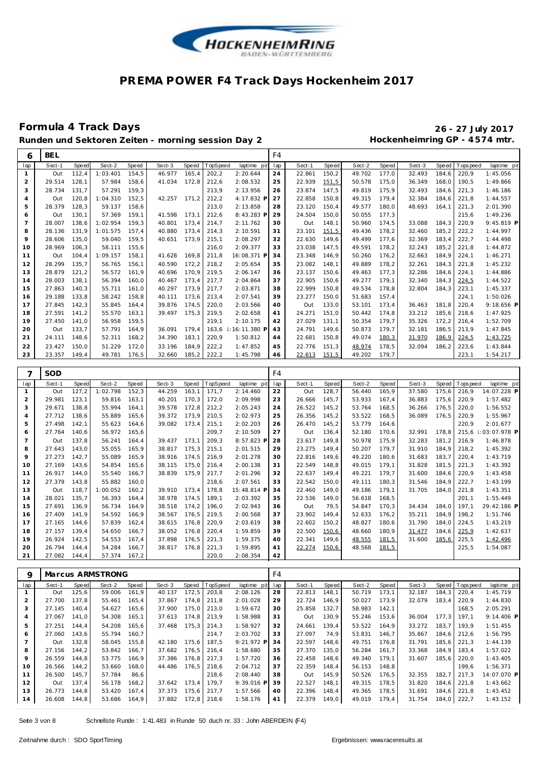# PREMA POWER F4 Track Days Hockenheim 2017

## Formula 4 Track Days

**26 - 27 July 2017**

**Runden und Sektoren Zeiten - morning session Day 2**

**Hockenheimring GP - 4574 mtr.**

| 6 | BEL | | | | | | | | F4 | | | | | | | | |
|---|---|---|---|---|---|---|---|---|---|---|---|---|---|---|---|---|---|
| lap | Sect-1 | Speed | Sect-2 | Speed | Sect-3 | Speed | TopSpeed | laptime pit | lap | Sect-1 | Speed | Sect-2 | Speed | Sect-3 | Speed | Topspeed | laptime pit |
| 1 | Out | 112,4 | 1:03.401 | 154,5 | 46.977 | 165,4 | 202,2 | 2:20.644 | 24 | 22.861 | 150,2 | 49.702 | 177,0 | 32.493 | 184,6 | 220,9 | 1:45.056 |
| 2 | 29.514 | 128,1 | 57.984 | 158,6 | 41.034 | 172,8 | 212,6 | 2:08.532 | 25 | 22.939 | 151,5 | 50.578 | 175,0 | 36.349 | 168,0 | 190,5 | 1:49.866 |
| 3 | 28.734 | 131,7 | 57.291 | 159,3 | | | 213,9 | 2:13.956 | 26 | 23.874 | 147,5 | 49.819 | 175,9 | 32.493 | 184,6 | 221,3 | 1:46.186 |
| 4 | Out | 120,8 | 1:04.310 | 152,5 | 42.257 | 171,2 | 212,2 | 4:17.832 P | 27 | 22.858 | 150,8 | 49.315 | 179,4 | 32.384 | 184,6 | 221,8 | 1:44.557 |
| 5 | 28.379 | 128,3 | 59.137 | 158,6 | | | 213,0 | 2:13.858 | 28 | 23.120 | 150,4 | 49.577 | 180,0 | 48.693 | 164,1 | 221,3 | 2:01.390 |
| 6 | Out | 130,1 | 57.369 | 159,1 | 41.598 | 173,1 | 212,6 | 8:43.283 P | 29 | 24.504 | 150,0 | 50.055 | 177,3 | | | 215,6 | 1:49.236 |
| 7 | 28.007 | 138,6 | 1:02.954 | 159,3 | 40.801 | 173,4 | 214,7 | 2:11.762 | 30 | Out | 148,1 | 50.960 | 174,5 | 33.088 | 184,3 | 220,9 | 9:45.819 P |
| 8 | 28.136 | 131,9 | 1:01.575 | 157,4 | 40.880 | 173,4 | 214,3 | 2:10.591 | 31 | 23.101 | 151,5 | 49.436 | 178,2 | 32.460 | 185,2 | 222,2 | 1:44.997 |
| 9 | 28.606 | 135,0 | 59.040 | 159,5 | 40.651 | 173,9 | 215,1 | 2:08.297 | 32 | 22.630 | 149,6 | 49.499 | 177,6 | 32.369 | 183,4 | 222,7 | 1:44.498 |
| 10 | 28.969 | 106,3 | 58.111 | 155,6 | | | 216,0 | 2:09.377 | 33 | 23.038 | 147,5 | 49.591 | 178,2 | 32.243 | 185,2 | 221,8 | 1:44.872 |
| 11 | Out | 104,4 | 1:09.157 | 158,1 | 41.628 | 169,8 | 211,8 | 16:08.371 P | 34 | 23.348 | 146,9 | 50.260 | 176,2 | 32.663 | 184,9 | 224,1 | 1:46.271 |
| 12 | 28.299 | 135,7 | 56.765 | 156,1 | 40.590 | 172,2 | 218,2 | 2:05.654 | 35 | 23.082 | 148,1 | 49.889 | 178,2 | 32.261 | 184,3 | 221,8 | 1:45.232 |
| 13 | 28.879 | 121,2 | 56.572 | 161,9 | 40.696 | 170,9 | 219,5 | 2:06.147 | 36 | 23.137 | 150,6 | 49.463 | 177,3 | 32.286 | 184,6 | 224,1 | 1:44.886 |
| 14 | 28.003 | 138,1 | 56.394 | 160,0 | 40.467 | 173,4 | 217,7 | 2:04.864 | 37 | 22.905 | 150,6 | 49.277 | 179,1 | 32.340 | 184,3 | 224,5 | 1:44.522 |
| 15 | 27.863 | 140,3 | 55.711 | 161,0 | 40.297 | 173,9 | 217,7 | 2:03.871 | 38 | 22.999 | 150,8 | 49.534 | 178,8 | 32.804 | 184,3 | 223,1 | 1:45.337 |
| 16 | 29.188 | 133,8 | 58.242 | 158,8 | 40.111 | 173,6 | 213,4 | 2:07.541 | 39 | 23.277 | 150,0 | 51.683 | 157,4 | | | 224,1 | 1:50.026 |
| 17 | 27.845 | 142,3 | 55.845 | 164,4 | 39.876 | 174,5 | 220,0 | 2:03.566 | 40 | Out | 133,0 | 53.101 | 173,4 | 36.463 | 181,8 | 220,4 | 9:18.656 P |
| 18 | 27.591 | 141,2 | 55.570 | 163,1 | 39.497 | 175,3 | 219,5 | 2:02.658 | 41 | 24.271 | 151,0 | 50.442 | 174,8 | 33.212 | 185,6 | 218,6 | 1:47.925 |
| 19 | 27.450 | 141,0 | 56.958 | 159,5 | | | 219,1 | 2:10.175 | 42 | 27.029 | 131,1 | 50.354 | 179,7 | 35.326 | 172,2 | 216,4 | 1:52.709 |
| 20 | Out | 133,7 | 57.791 | 164,9 | 36.091 | 179,4 | 163,6 | 1:16:11.380 P | 43 | 24.791 | 149,6 | 50.873 | 179,7 | 32.181 | 186,5 | 213,9 | 1:47.845 |
| 21 | 24.111 | 148,6 | 52.311 | 168,2 | 34.390 | 183,1 | 220,9 | 1:50.812 | 44 | 22.681 | 150,8 | 49.074 | 180,3 | 31.970 | 186,9 | 224,5 | 1:43.725 |
| 22 | 23.427 | 150,0 | 51.229 | 172,0 | 33.196 | 184,9 | 222,2 | 1:47.852 | 45 | 22.776 | 151,3 | 48.974 | 178,5 | 32.094 | 186,2 | 223,6 | 1:43.844 |
| 23 | 23.357 | 149,4 | 49.781 | 176,5 | 32.660 | 185,2 | 222,2 | 1:45.798 | 46 | 22.613 | 151,5 | 49.202 | 179,7 | | | 223,1 | 1:54.217 |

| 7 | SOD | | | | | | | | F4 | | | | | | | | |
|---|---|---|---|---|---|---|---|---|---|---|---|---|---|---|---|---|---|
| lap | Sect-1 | Speed | Sect-2 | Speed | Sect-3 | Speed | TopSpeed | laptime pit | lap | Sect-1 | Speed | Sect-2 | Speed | Sect-3 | Speed | Topspeed | laptime pit |
| 1 | Out | 127,2 | 1:02.798 | 152,3 | 44.259 | 163,1 | 171,7 | 2:14.460 | 22 | Out | 128,7 | 56.440 | 165,9 | 37.580 | 175,6 | 216,9 | 14:07.228 P |
| 2 | 29.981 | 123,1 | 59.816 | 163,1 | 40.201 | 170,3 | 172,0 | 2:09.998 | 23 | 26.666 | 145,7 | 53.933 | 167,4 | 36.883 | 175,6 | 220,9 | 1:57.482 |
| 3 | 29.671 | 138,8 | 55.994 | 164,1 | 39.578 | 172,8 | 212,2 | 2:05.243 | 24 | 26.522 | 145,2 | 53.764 | 168,5 | 36.266 | 176,5 | 220,0 | 1:56.552 |
| 4 | 27.712 | 138,6 | 55.889 | 165,6 | 39.372 | 173,9 | 210,5 | 2:02.973 | 25 | 26.356 | 145,2 | 53.522 | 168,5 | 36.089 | 176,5 | 220,9 | 1:55.967 |
| 5 | 27.498 | 142,1 | 55.623 | 164,6 | 39.082 | 173,4 | 215,1 | 2:02.203 | 26 | 26.470 | 145,2 | 53.779 | 164,6 | | | 220,9 | 2:01.677 |
| 6 | 27.764 | 140,6 | 56.972 | 165,6 | | | 209,7 | 2:10.509 | 27 | Out | 136,4 | 52.180 | 170,6 | 32.991 | 178,8 | 215,6 | 1:03:07.978 P |
| 7 | Out | 137,8 | 56.241 | 164,4 | 39.437 | 173,1 | 209,3 | 8:57.823 P | 28 | 23.617 | 149,8 | 50.978 | 175,9 | 32.283 | 181,2 | 216,9 | 1:46.878 |
| 8 | 27.643 | 143,0 | 55.055 | 165,9 | 38.817 | 175,3 | 215,1 | 2:01.515 | 29 | 23.275 | 149,4 | 50.207 | 179,7 | 31.910 | 184,9 | 218,2 | 1:45.392 |
| 9 | 27.273 | 142,7 | 55.089 | 165,9 | 38.916 | 174,5 | 216,9 | 2:01.278 | 30 | 22.816 | 149,6 | 49.220 | 180,6 | 31.683 | 183,7 | 220,4 | 1:43.719 |
| 10 | 27.169 | 143,6 | 54.854 | 165,6 | 38.115 | 175,0 | 216,4 | 2:00.138 | 31 | 22.549 | 148,8 | 49.015 | 179,1 | 31.828 | 181,5 | 221,3 | 1:43.392 |
| 11 | 26.917 | 144,0 | 55.540 | 166,7 | 38.839 | 175,9 | 217,7 | 2:01.296 | 32 | 22.637 | 149,4 | 49.221 | 179,7 | 31.600 | 184,6 | 220,9 | 1:43.458 |
| 12 | 27.379 | 143,8 | 55.882 | 160,0 | | | 218,6 | 2:07.561 | 33 | 22.542 | 150,0 | 49.111 | 180,3 | 31.546 | 184,9 | 222,7 | 1:43.199 |
| 13 | Out | 118,7 | 1:00.052 | 160,2 | 39.910 | 173,4 | 178,8 | 15:48.814 P | 34 | 22.460 | 149,0 | 49.186 | 179,1 | 31.705 | 184,0 | 221,8 | 1:43.351 |
| 14 | 28.021 | 135,7 | 56.393 | 164,4 | 38.978 | 174,5 | 189,1 | 2:03.392 | 35 | 22.536 | 149,0 | 56.618 | 168,5 | | | 201,1 | 1:55.449 |
| 15 | 27.691 | 136,9 | 56.734 | 164,9 | 38.518 | 174,2 | 196,0 | 2:02.943 | 36 | Out | 79,5 | 54.847 | 170,3 | 34.434 | 184,0 | 197,1 | 29:42.186 P |
| 16 | 27.409 | 141,9 | 54.592 | 166,9 | 38.567 | 176,5 | 219,5 | 2:00.568 | 37 | 23.902 | 149,4 | 52.633 | 176,2 | 35.211 | 184,9 | 198,2 | 1:51.746 |
| 17 | 27.165 | 144,6 | 57.839 | 162,4 | 38.615 | 176,8 | 220,9 | 2:03.619 | 38 | 22.602 | 150,2 | 48.827 | 180,6 | 31.790 | 184,0 | 224,5 | 1:43.219 |
| 18 | 27.157 | 139,4 | 54.650 | 166,7 | 38.052 | 176,8 | 220,4 | 1:59.859 | 39 | 22.500 | 150,6 | 48.660 | 180,9 | 31.477 | 184,6 | 225,9 | 1:42.637 |
| 19 | 26.924 | 142,5 | 54.553 | 167,4 | 37.898 | 176,5 | 221,3 | 1:59.375 | 40 | 22.341 | 149,6 | 48.555 | 181,5 | 31.600 | 185,6 | 225,5 | 1:42.496 |
| 20 | 26.794 | 144,4 | 54.284 | 166,7 | 38.817 | 176,8 | 221,3 | 1:59.895 | 41 | 22.274 | 150,6 | 48.568 | 181,5 | | | 225,5 | 1:54.087 |
| 21 | 27.082 | 144,4 | 57.374 | 167,2 | | | 220,0 | 2:08.354 | 42 | | | | | | | | |

| 9 | Marcus ARMSTRONG | | | | | | | | F4 | | | | | | | | |
|---|---|---|---|---|---|---|---|---|---|---|---|---|---|---|---|---|---|
| lap | Sect-1 | Speed | Sect-2 | Speed | Sect-3 | Speed | TopSpeed | laptime pit | lap | Sect-1 | Speed | Sect-2 | Speed | Sect-3 | Speed | Topspeed | laptime pit |
| 1 | Out | 125,6 | 59.006 | 161,9 | 40.137 | 172,5 | 203,8 | 2:08.126 | 28 | 22.813 | 148,1 | 50.719 | 173,1 | 32.187 | 184,3 | 220,4 | 1:45.719 |
| 2 | 27.700 | 137,8 | 55.461 | 165,4 | 37.867 | 174,8 | 211,8 | 2:01.028 | 29 | 22.724 | 146,9 | 50.027 | 173,9 | 32.079 | 183,4 | 220,9 | 1:44.830 |
| 3 | 27.145 | 140,4 | 54.627 | 165,6 | 37.900 | 175,0 | 213,0 | 1:59.672 | 30 | 25.858 | 132,7 | 58.983 | 142,1 | | | 168,5 | 2:05.291 |
| 4 | 27.067 | 141,0 | 54.308 | 165,1 | 37.613 | 174,8 | 213,9 | 1:58.988 | 31 | Out | 130,9 | 55.246 | 153,6 | 36.004 | 177,3 | 197,1 | 9:14.406 P |
| 5 | 27.251 | 144,4 | 54.208 | 165,6 | 37.468 | 175,3 | 214,3 | 1:58.927 | 32 | 24.661 | 139,4 | 53.522 | 164,9 | 33.272 | 183,7 | 193,9 | 1:51.455 |
| 6 | 27.060 | 143,6 | 55.794 | 160,7 | | | 214,7 | 2:03.702 | 33 | 27.097 | 74,9 | 53.831 | 146,7 | 35.867 | 184,6 | 212,6 | 1:56.795 |
| 7 | Out | 132,8 | 58.045 | 155,8 | 42.180 | 175,6 | 187,5 | 9:21.972 P | 34 | 22.597 | 148,6 | 49.751 | 176,8 | 31.791 | 185,6 | 221,3 | 1:44.139 |
| 8 | 27.156 | 144,2 | 53.842 | 166,7 | 37.682 | 176,5 | 216,4 | 1:58.680 | 35 | 27.370 | 135,0 | 56.284 | 161,7 | 33.368 | 184,9 | 183,4 | 1:57.022 |
| 9 | 26.559 | 144,8 | 53.775 | 166,9 | 37.386 | 176,8 | 217,3 | 1:57.720 | 36 | 22.458 | 148,6 | 49.340 | 179,1 | 31.607 | 185,6 | 220,0 | 1:43.405 |
| 10 | 26.566 | 144,2 | 53.660 | 168,0 | 44.486 | 176,5 | 218,6 | 2:04.712 | 37 | 22.359 | 148,4 | 56.153 | 148,8 | | | 199,6 | 1:56.371 |
| 11 | 26.500 | 145,7 | 57.784 | 86,6 | | | 218,6 | 2:08.440 | 38 | Out | 145,9 | 50.526 | 176,5 | 32.355 | 182,7 | 217,3 | 14:07.070 P |
| 12 | Out | 137,4 | 56.178 | 168,2 | 37.642 | 173,4 | 179,7 | 9:39.016 P | 39 | 22.527 | 148,1 | 49.315 | 178,5 | 31.820 | 184,6 | 221,8 | 1:43.662 |
| 13 | 26.773 | 144,8 | 53.420 | 167,4 | 37.373 | 175,6 | 217,7 | 1:57.566 | 40 | 22.396 | 148,4 | 49.365 | 178,5 | 31.691 | 184,6 | 221,8 | 1:43.452 |
| 14 | 26.608 | 144,8 | 53.686 | 164,9 | 37.882 | 172,8 | 218,6 | 1:58.176 | 41 | 22.379 | 149,0 | 49.019 | 179,4 | 31.754 | 184,0 | 222,7 | 1:43.152 |

Schnellste Runde : 1:41.483 in Runde 50 duch nr. 33 : John ABERDEIN (F4)

Zeitnahme durch : SDO SportTiming

Ergebnissen: www.raceresults.at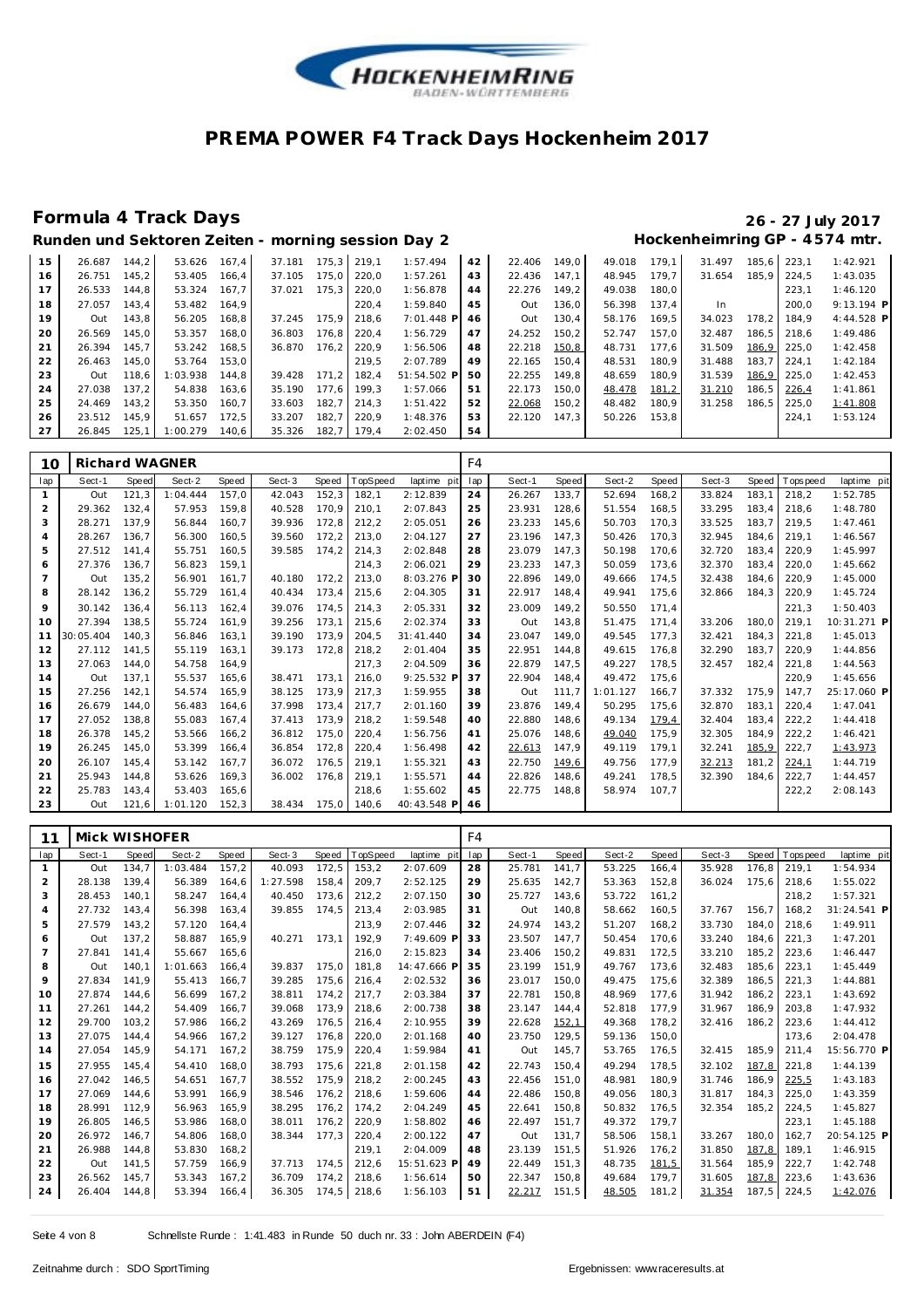# PREMA POWER F4 Track Days Hockenheim 2017

## Formula 4 Track Days

**26 - 27 July 2017**

**Runden und Sektoren Zeiten - morning session Day 2**

**Hockenheimring GP - 4574 mtr.**

| lap | Sect-1 | Speed | Sect-2 | Speed | Sect-3 | Speed | TopSpeed | laptime pit | lap | Sect-1 | Speed | Sect-2 | Speed | Sect-3 | Speed | Topspeed | laptime pit |
|---|---|---|---|---|---|---|---|---|---|---|---|---|---|---|---|---|---|
| 15 | 26.687 | 144,2 | 53.626 | 167,4 | 37.181 | 175,3 | 219,1 | 1:57.494 | 42 | 22.406 | 149,0 | 49.018 | 179,1 | 31.497 | 185,6 | 223,1 | 1:42.921 |
| 16 | 26.751 | 145,2 | 53.405 | 166,4 | 37.105 | 175,0 | 220,0 | 1:57.261 | 43 | 22.436 | 147,1 | 48.945 | 179,7 | 31.654 | 185,9 | 224,5 | 1:43.035 |
| 17 | 26.533 | 144,8 | 53.324 | 167,7 | 37.021 | 175,3 | 220,0 | 1:56.878 | 44 | 22.276 | 149,2 | 49.038 | 180,0 | | | 223,1 | 1:46.120 |
| 18 | 27.057 | 143,4 | 53.482 | 164,9 | | | 220,4 | 1:59.840 | 45 | Out | 136,0 | 56.398 | 137,4 | In | | 200,0 | 9:13.194 P |
| 19 | Out | 143,8 | 56.205 | 168,8 | 37.245 | 175,9 | 218,6 | 7:01.448 P | 46 | Out | 130,4 | 58.176 | 169,5 | 34.023 | 178,2 | 184,9 | 4:44.528 P |
| 20 | 26.569 | 145,0 | 53.357 | 168,0 | 36.803 | 176,8 | 220,4 | 1:56.729 | 47 | 24.252 | 150,2 | 52.747 | 157,0 | 32.487 | 186,5 | 218,6 | 1:49.486 |
| 21 | 26.394 | 145,7 | 53.242 | 168,5 | 36.870 | 176,2 | 220,9 | 1:56.506 | 48 | 22.218 | 150,8 | 48.731 | 177,6 | 31.509 | 186,9 | 225,0 | 1:42.458 |
| 22 | 26.463 | 145,0 | 53.764 | 153,0 | | | 219,5 | 2:07.789 | 49 | 22.165 | 150,4 | 48.531 | 180,9 | 31.488 | 183,7 | 224,1 | 1:42.184 |
| 23 | Out | 118,6 | 1:03.938 | 144,8 | 39.428 | 171,2 | 182,4 | 51:54.502 P | 50 | 22.255 | 149,8 | 48.659 | 180,9 | 31.539 | 186,9 | 225,0 | 1:42.453 |
| 24 | 27.038 | 137,2 | 54.838 | 163,6 | 35.190 | 177,6 | 199,3 | 1:57.066 | 51 | 22.173 | 150,0 | 48.478 | 181,2 | 31.210 | 186,5 | 226,4 | 1:41.861 |
| 25 | 24.469 | 143,2 | 53.350 | 160,7 | 33.603 | 182,7 | 214,3 | 1:51.422 | 52 | 22.068 | 150,2 | 48.482 | 180,9 | 31.258 | 186,5 | 225,0 | 1:41.808 |
| 26 | 23.512 | 145,9 | 51.657 | 172,5 | 33.207 | 182,7 | 220,9 | 1:48.376 | 53 | 22.120 | 147,3 | 50.226 | 153,8 | | | 224,1 | 1:53.124 |
| 27 | 26.845 | 125,1 | 1:00.279 | 140,6 | 35.326 | 182,7 | 179,4 | 2:02.450 | 54 | | | | | | | | |

### 10 Richard WAGNER — F4

| lap | Sect-1 | Speed | Sect-2 | Speed | Sect-3 | Speed | TopSpeed | laptime pit | lap | Sect-1 | Speed | Sect-2 | Speed | Sect-3 | Speed | Topspeed | laptime pit |
|---|---|---|---|---|---|---|---|---|---|---|---|---|---|---|---|---|---|
| 1 | Out | 121,3 | 1:04.444 | 157,0 | 42.043 | 152,3 | 182,1 | 2:12.839 | 24 | 26.267 | 133,7 | 52.694 | 168,2 | 33.824 | 183,1 | 218,2 | 1:52.785 |
| 2 | 29.362 | 132,4 | 57.953 | 159,8 | 40.528 | 170,9 | 210,1 | 2:07.843 | 25 | 23.931 | 128,6 | 51.554 | 168,5 | 33.295 | 183,4 | 218,6 | 1:48.780 |
| 3 | 28.271 | 137,9 | 56.844 | 160,7 | 39.936 | 172,8 | 212,2 | 2:05.051 | 26 | 23.233 | 145,6 | 50.703 | 170,3 | 33.525 | 183,7 | 219,5 | 1:47.461 |
| 4 | 28.267 | 136,7 | 56.300 | 160,5 | 39.560 | 172,2 | 213,0 | 2:04.127 | 27 | 23.196 | 147,3 | 50.426 | 170,3 | 32.945 | 184,6 | 219,1 | 1:46.567 |
| 5 | 27.512 | 141,4 | 55.751 | 160,5 | 39.585 | 174,2 | 214,3 | 2:02.848 | 28 | 23.079 | 147,3 | 50.198 | 170,6 | 32.720 | 183,4 | 220,9 | 1:45.997 |
| 6 | 27.376 | 136,7 | 56.823 | 159,1 | | | 214,3 | 2:06.021 | 29 | 23.233 | 147,3 | 50.059 | 173,6 | 32.370 | 183,4 | 220,0 | 1:45.662 |
| 7 | Out | 135,2 | 56.901 | 161,7 | 40.180 | 172,2 | 213,0 | 8:03.276 P | 30 | 22.896 | 149,0 | 49.666 | 174,5 | 32.438 | 184,6 | 220,9 | 1:45.000 |
| 8 | 28.142 | 136,2 | 55.729 | 161,4 | 40.434 | 173,4 | 215,6 | 2:04.305 | 31 | 22.917 | 148,4 | 49.941 | 175,6 | 32.866 | 184,3 | 220,9 | 1:45.724 |
| 9 | 30.142 | 136,4 | 56.113 | 162,4 | 39.076 | 174,5 | 214,3 | 2:05.331 | 32 | 23.009 | 149,2 | 50.550 | 171,4 | | | 221,3 | 1:50.403 |
| 10 | 27.394 | 138,5 | 55.724 | 161,9 | 39.256 | 173,1 | 215,6 | 2:02.374 | 33 | Out | 143,8 | 51.475 | 171,4 | 33.206 | 180,0 | 219,1 | 10:31.271 P |
| 11 | 30:05.404 | 140,3 | 56.846 | 163,1 | 39.190 | 173,9 | 204,5 | 31:41.440 | 34 | 23.047 | 149,0 | 49.545 | 177,3 | 32.421 | 184,3 | 221,8 | 1:45.013 |
| 12 | 27.112 | 141,5 | 55.119 | 163,1 | 39.173 | 172,8 | 218,2 | 2:01.404 | 35 | 22.951 | 144,8 | 49.615 | 176,8 | 32.290 | 183,7 | 220,9 | 1:44.856 |
| 13 | 27.063 | 144,0 | 54.758 | 164,9 | | | 217,3 | 2:04.509 | 36 | 22.879 | 147,5 | 49.227 | 178,5 | 32.457 | 182,4 | 221,8 | 1:44.563 |
| 14 | Out | 137,1 | 55.537 | 165,6 | 38.471 | 173,1 | 216,0 | 9:25.532 P | 37 | 22.904 | 148,4 | 49.472 | 175,6 | | | 220,9 | 1:45.656 |
| 15 | 27.256 | 142,1 | 54.574 | 165,9 | 38.125 | 173,9 | 217,3 | 1:59.955 | 38 | Out | 111,7 | 1:01.127 | 166,7 | 37.332 | 175,9 | 147,7 | 25:17.060 P |
| 16 | 26.679 | 144,0 | 56.483 | 164,6 | 37.998 | 173,4 | 217,7 | 2:01.160 | 39 | 23.876 | 149,4 | 50.295 | 175,6 | 32.870 | 183,1 | 220,4 | 1:47.041 |
| 17 | 27.052 | 138,8 | 55.083 | 167,4 | 37.413 | 173,9 | 218,2 | 1:59.548 | 40 | 22.880 | 148,6 | 49.134 | 179,4 | 32.404 | 183,4 | 222,2 | 1:44.418 |
| 18 | 26.378 | 145,2 | 53.566 | 166,2 | 36.812 | 175,0 | 220,4 | 1:56.756 | 41 | 25.076 | 148,6 | 49.040 | 175,9 | 32.305 | 184,9 | 222,2 | 1:46.421 |
| 19 | 26.245 | 145,0 | 53.399 | 166,4 | 36.854 | 172,8 | 220,4 | 1:56.498 | 42 | 22.613 | 147,9 | 49.119 | 179,1 | 32.241 | 185,9 | 222,7 | 1:43.973 |
| 20 | 26.107 | 145,4 | 53.142 | 167,7 | 36.072 | 176,5 | 219,1 | 1:55.321 | 43 | 22.750 | 149,6 | 49.756 | 177,9 | 32.213 | 181,2 | 224,1 | 1:44.719 |
| 21 | 25.943 | 144,8 | 53.626 | 169,3 | 36.002 | 176,8 | 219,1 | 1:55.571 | 44 | 22.826 | 148,6 | 49.241 | 178,5 | 32.390 | 184,6 | 222,7 | 1:44.457 |
| 22 | 25.783 | 143,4 | 53.403 | 165,6 | | | 218,6 | 1:55.602 | 45 | 22.775 | 148,8 | 58.974 | 107,7 | | | 222,2 | 2:08.143 |
| 23 | Out | 121,6 | 1:01.120 | 152,3 | 38.434 | 175,0 | 140,6 | 40:43.548 P | 46 | | | | | | | | |

### 11 Mick WISHOFER — F4

| lap | Sect-1 | Speed | Sect-2 | Speed | Sect-3 | Speed | TopSpeed | laptime pit | lap | Sect-1 | Speed | Sect-2 | Speed | Sect-3 | Speed | Topspeed | laptime pit |
|---|---|---|---|---|---|---|---|---|---|---|---|---|---|---|---|---|---|
| 1 | Out | 134,7 | 1:03.484 | 157,2 | 40.093 | 172,5 | 153,2 | 2:07.609 | 28 | 25.781 | 141,7 | 53.225 | 166,4 | 35.928 | 176,8 | 219,1 | 1:54.934 |
| 2 | 28.138 | 139,4 | 56.389 | 164,6 | 1:27.598 | 158,4 | 209,7 | 2:52.125 | 29 | 25.635 | 142,7 | 53.363 | 152,8 | 36.024 | 175,6 | 218,6 | 1:55.022 |
| 3 | 28.453 | 140,1 | 58.247 | 164,4 | 40.450 | 173,6 | 212,2 | 2:07.150 | 30 | 25.727 | 143,6 | 53.722 | 161,2 | | | 218,2 | 1:57.321 |
| 4 | 27.732 | 143,4 | 56.398 | 163,4 | 39.855 | 174,5 | 213,4 | 2:03.985 | 31 | Out | 140,8 | 58.662 | 160,5 | 37.767 | 156,7 | 168,2 | 31:24.541 P |
| 5 | 27.579 | 143,2 | 57.120 | 164,4 | | | 213,9 | 2:07.446 | 32 | 24.974 | 143,2 | 51.207 | 168,2 | 33.730 | 184,0 | 218,6 | 1:49.911 |
| 6 | Out | 137,2 | 58.887 | 165,9 | 40.271 | 173,1 | 192,9 | 7:49.609 P | 33 | 23.507 | 147,7 | 50.454 | 170,6 | 33.240 | 184,6 | 221,3 | 1:47.201 |
| 7 | 27.841 | 141,4 | 55.667 | 165,6 | | | 216,0 | 2:15.823 | 34 | 23.406 | 150,2 | 49.831 | 172,5 | 33.210 | 185,2 | 223,6 | 1:46.447 |
| 8 | Out | 140,1 | 1:01.663 | 166,4 | 39.837 | 175,0 | 181,8 | 14:47.666 P | 35 | 23.199 | 151,9 | 49.767 | 173,6 | 32.483 | 185,6 | 223,1 | 1:45.449 |
| 9 | 27.834 | 141,9 | 55.413 | 166,7 | 39.285 | 175,6 | 216,4 | 2:02.532 | 36 | 23.017 | 150,0 | 49.475 | 175,6 | 32.389 | 186,5 | 221,3 | 1:44.881 |
| 10 | 27.874 | 144,6 | 56.699 | 167,2 | 38.811 | 174,2 | 217,7 | 2:03.384 | 37 | 22.781 | 150,8 | 48.969 | 177,6 | 31.942 | 186,2 | 223,1 | 1:43.692 |
| 11 | 27.261 | 144,2 | 54.409 | 166,7 | 39.068 | 173,9 | 218,6 | 2:00.738 | 38 | 23.147 | 144,4 | 52.818 | 177,9 | 31.967 | 186,9 | 203,8 | 1:47.932 |
| 12 | 29.700 | 103,2 | 57.986 | 166,2 | 43.269 | 176,5 | 216,4 | 2:10.955 | 39 | 22.628 | 152,1 | 49.368 | 178,2 | 32.416 | 186,2 | 223,6 | 1:44.412 |
| 13 | 27.075 | 144,4 | 54.966 | 167,2 | 39.127 | 176,8 | 220,0 | 2:01.168 | 40 | 23.750 | 129,5 | 59.136 | 150,0 | | | 173,6 | 2:04.478 |
| 14 | 27.054 | 145,9 | 54.171 | 167,2 | 38.759 | 175,9 | 220,4 | 1:59.984 | 41 | Out | 145,7 | 53.765 | 176,5 | 32.415 | 185,9 | 211,4 | 15:56.770 P |
| 15 | 27.955 | 145,4 | 54.410 | 168,0 | 38.793 | 175,6 | 221,8 | 2:01.158 | 42 | 22.743 | 150,4 | 49.294 | 178,5 | 32.102 | 187,8 | 221,8 | 1:44.139 |
| 16 | 27.042 | 146,5 | 54.651 | 167,7 | 38.552 | 175,9 | 218,2 | 2:00.245 | 43 | 22.456 | 151,0 | 48.981 | 180,9 | 31.746 | 186,9 | 225,5 | 1:43.183 |
| 17 | 27.069 | 144,6 | 53.991 | 166,9 | 38.546 | 176,2 | 218,6 | 1:59.606 | 44 | 22.486 | 150,8 | 49.056 | 180,3 | 31.817 | 184,3 | 225,0 | 1:43.359 |
| 18 | 28.991 | 112,9 | 56.963 | 165,9 | 38.295 | 176,2 | 174,2 | 2:04.249 | 45 | 22.641 | 150,8 | 50.832 | 176,5 | 32.354 | 185,2 | 224,5 | 1:45.827 |
| 19 | 26.805 | 146,5 | 53.986 | 168,0 | 38.011 | 176,2 | 220,9 | 1:58.802 | 46 | 22.497 | 151,7 | 49.372 | 179,7 | | | 223,1 | 1:45.188 |
| 20 | 26.972 | 146,7 | 54.806 | 168,0 | 38.344 | 177,3 | 220,4 | 2:00.122 | 47 | Out | 131,7 | 58.506 | 158,1 | 33.267 | 180,0 | 162,7 | 20:54.125 P |
| 21 | 26.988 | 144,8 | 53.830 | 168,2 | | | 219,1 | 2:04.009 | 48 | 23.139 | 151,5 | 51.926 | 176,2 | 31.850 | 187,8 | 189,1 | 1:46.915 |
| 22 | Out | 141,5 | 57.759 | 166,9 | 37.713 | 174,5 | 212,6 | 15:51.623 P | 49 | 22.449 | 151,3 | 48.735 | 181,5 | 31.564 | 185,9 | 222,7 | 1:42.748 |
| 23 | 26.562 | 145,7 | 53.343 | 167,2 | 36.709 | 174,2 | 218,6 | 1:56.614 | 50 | 22.347 | 150,8 | 49.684 | 179,7 | 31.605 | 187,8 | 223,6 | 1:43.636 |
| 24 | 26.404 | 144,8 | 53.394 | 166,4 | 36.305 | 174,5 | 218,6 | 1:56.103 | 51 | 22.217 | 151,5 | 48.505 | 181,2 | 31.354 | 187,5 | 224,5 | 1:42.076 |

Schnellste Runde : 1:41.483 in Runde 50 duch nr. 33 : John ABERDEIN (F4)

Zeitnahme durch : SDO SportTiming — Ergebnissen: www.raceresults.at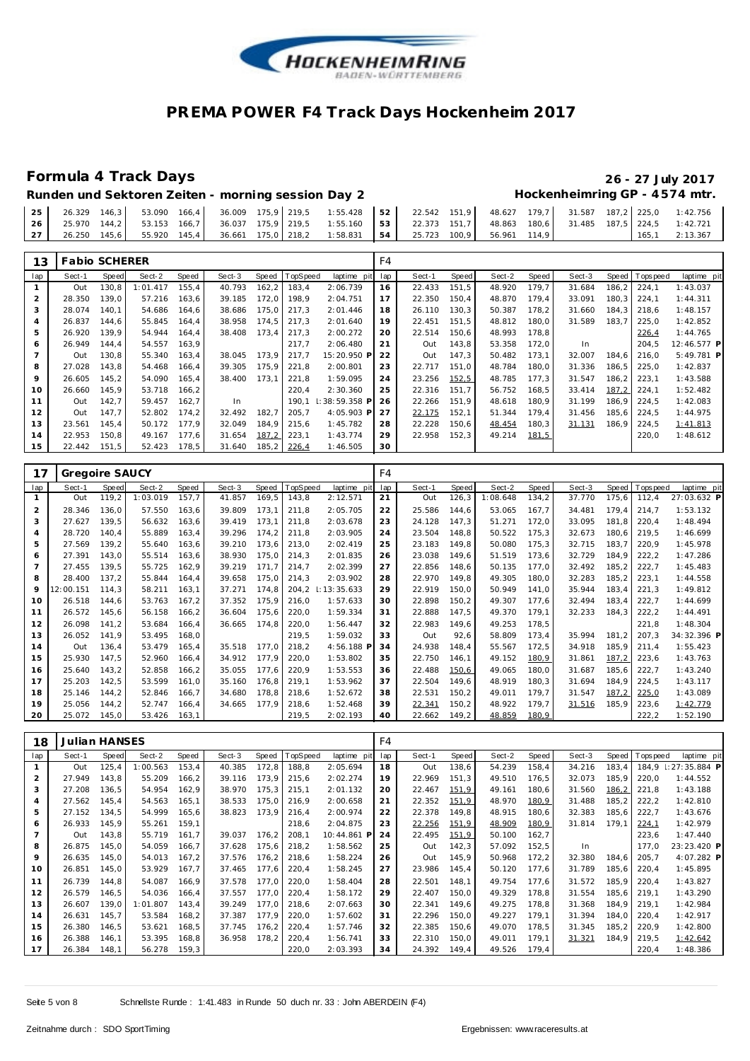# PREMA POWER F4 Track Days Hockenheim 2017

## Formula 4 Track Days

**26 - 27 July 2017**

### Runden und Sektoren Zeiten - morning session Day 2

**Hockenheimring GP - 4574 mtr.**

| lap | Sect-1 | Speed | Sect-2 | Speed | Sect-3 | Speed | TopSpeed | laptime pit | lap | Sect-1 | Speed | Sect-2 | Speed | Sect-3 | Speed | Topspeed | laptime pit |
|---|---|---|---|---|---|---|---|---|---|---|---|---|---|---|---|---|---|
| 25 | 26.329 | 146,3 | 53.090 | 166,4 | 36.009 | 175,9 | 219,5 | 1:55.428 | 52 | 22.542 | 151,9 | 48.627 | 179,7 | 31.587 | 187,2 | 225,0 | 1:42.756 |
| 26 | 25.970 | 144,2 | 53.153 | 166,7 | 36.037 | 175,9 | 219,5 | 1:55.160 | 53 | 22.373 | 151,7 | 48.863 | 180,6 | 31.485 | 187,5 | 224,5 | 1:42.721 |
| 27 | 26.250 | 145,6 | 55.920 | 145,4 | 36.661 | 175,0 | 218,2 | 1:58.831 | 54 | 25.723 | 100,9 | 56.961 | 114,9 | | | 165,1 | 2:13.367 |

**13 Fabio SCHERER** — F4

| lap | Sect-1 | Speed | Sect-2 | Speed | Sect-3 | Speed | TopSpeed | laptime pit | lap | Sect-1 | Speed | Sect-2 | Speed | Sect-3 | Speed | Topspeed | laptime pit |
|---|---|---|---|---|---|---|---|---|---|---|---|---|---|---|---|---|---|
| 1 | Out | 130,8 | 1:01.417 | 155,4 | 40.793 | 162,2 | 183,4 | 2:06.739 | 16 | 22.433 | 151,5 | 48.920 | 179,7 | 31.684 | 186,2 | 224,1 | 1:43.037 |
| 2 | 28.350 | 139,0 | 57.216 | 163,6 | 39.185 | 172,0 | 198,9 | 2:04.751 | 17 | 22.350 | 150,4 | 48.870 | 179,4 | 33.091 | 180,3 | 224,1 | 1:44.311 |
| 3 | 28.074 | 140,1 | 54.686 | 164,6 | 38.686 | 175,0 | 217,3 | 2:01.446 | 18 | 26.110 | 130,3 | 50.387 | 178,2 | 31.660 | 184,3 | 218,6 | 1:48.157 |
| 4 | 26.837 | 144,6 | 55.845 | 164,4 | 38.958 | 174,5 | 217,3 | 2:01.640 | 19 | 22.451 | 151,5 | 48.812 | 180,0 | 31.589 | 183,7 | 225,0 | 1:42.852 |
| 5 | 26.920 | 139,9 | 54.944 | 164,4 | 38.408 | 173,4 | 217,3 | 2:00.272 | 20 | 22.514 | 150,6 | 48.993 | 178,8 | | | 226,4 | 1:44.765 |
| 6 | 26.949 | 144,4 | 54.557 | 163,9 | | | 217,7 | 2:06.480 | 21 | Out | 143,8 | 53.358 | 172,0 | In | | 204,5 | 12:46.577 P |
| 7 | Out | 130,8 | 55.340 | 163,4 | 38.045 | 173,9 | 217,7 | 15:20.950 P | 22 | Out | 147,3 | 50.482 | 173,1 | 32.007 | 184,6 | 216,0 | 5:49.781 P |
| 8 | 27.028 | 143,8 | 54.468 | 166,4 | 39.305 | 175,9 | 221,8 | 2:00.801 | 23 | 22.717 | 151,0 | 48.784 | 180,0 | 31.336 | 186,5 | 225,0 | 1:42.837 |
| 9 | 26.605 | 145,2 | 54.090 | 165,4 | 38.400 | 173,1 | 221,8 | 1:59.095 | 24 | 23.256 | 152,5 | 48.785 | 177,3 | 31.547 | 186,2 | 223,1 | 1:43.588 |
| 10 | 26.660 | 145,9 | 53.718 | 166,2 | | | 220,4 | 2:30.360 | 25 | 22.316 | 151,7 | 56.752 | 168,5 | 33.414 | 187,2 | 224,1 | 1:52.482 |
| 11 | Out | 142,7 | 59.457 | 162,7 | In | | 190,1 | 1:38:59.358 P | 26 | 22.266 | 151,9 | 48.618 | 180,9 | 31.199 | 186,9 | 224,5 | 1:42.083 |
| 12 | Out | 147,7 | 52.802 | 174,2 | 32.492 | 182,7 | 205,7 | 4:05.903 P | 27 | 22.175 | 152,1 | 51.344 | 179,4 | 31.456 | 185,6 | 224,5 | 1:44.975 |
| 13 | 23.561 | 145,4 | 50.172 | 177,9 | 32.049 | 184,9 | 215,6 | 1:45.782 | 28 | 22.228 | 150,6 | 48.454 | 180,3 | 31.131 | 186,9 | 224,5 | 1:41.813 |
| 14 | 22.953 | 150,8 | 49.167 | 177,6 | 31.654 | 187,2 | 223,1 | 1:43.774 | 29 | 22.958 | 152,3 | 49.214 | 181,5 | | | 220,0 | 1:48.612 |
| 15 | 22.442 | 151,5 | 52.423 | 178,5 | 31.640 | 185,2 | 226,4 | 1:46.505 | 30 | | | | | | | | |

**17 Gregoire SAUCY** — F4

| lap | Sect-1 | Speed | Sect-2 | Speed | Sect-3 | Speed | TopSpeed | laptime pit | lap | Sect-1 | Speed | Sect-2 | Speed | Sect-3 | Speed | Topspeed | laptime pit |
|---|---|---|---|---|---|---|---|---|---|---|---|---|---|---|---|---|---|
| 1 | Out | 119,2 | 1:03.019 | 157,7 | 41.857 | 169,5 | 143,8 | 2:12.571 | 21 | Out | 126,3 | 1:08.648 | 134,2 | 37.770 | 175,6 | 112,4 | 27:03.632 P |
| 2 | 28.346 | 136,0 | 57.550 | 163,6 | 39.809 | 173,1 | 211,8 | 2:05.705 | 22 | 25.586 | 144,6 | 53.065 | 167,7 | 34.481 | 179,4 | 214,7 | 1:53.132 |
| 3 | 27.627 | 139,5 | 56.632 | 163,6 | 39.419 | 173,1 | 211,8 | 2:03.678 | 23 | 24.128 | 147,3 | 51.271 | 172,0 | 33.095 | 181,8 | 220,4 | 1:48.494 |
| 4 | 28.720 | 140,4 | 55.889 | 163,4 | 39.296 | 174,2 | 211,8 | 2:03.905 | 24 | 23.504 | 148,8 | 50.522 | 175,3 | 32.673 | 180,6 | 219,5 | 1:46.699 |
| 5 | 27.569 | 139,2 | 55.640 | 163,6 | 39.210 | 173,6 | 213,0 | 2:02.419 | 25 | 23.183 | 149,8 | 50.080 | 175,3 | 32.715 | 183,7 | 220,9 | 1:45.978 |
| 6 | 27.391 | 143,0 | 55.514 | 163,6 | 38.930 | 175,0 | 214,3 | 2:01.835 | 26 | 23.038 | 149,6 | 51.519 | 173,6 | 32.729 | 184,9 | 222,2 | 1:47.286 |
| 7 | 27.455 | 139,5 | 55.725 | 162,9 | 39.219 | 171,7 | 214,7 | 2:02.399 | 27 | 22.856 | 148,6 | 50.135 | 177,0 | 32.492 | 185,2 | 222,7 | 1:45.483 |
| 8 | 28.400 | 137,2 | 55.844 | 164,4 | 39.658 | 175,0 | 214,3 | 2:03.902 | 28 | 22.970 | 149,8 | 49.305 | 180,0 | 32.283 | 185,2 | 223,1 | 1:44.558 |
| 9 | 12:00.151 | 114,3 | 58.211 | 163,1 | 37.271 | 174,8 | 204,2 | 1:13:35.633 | 29 | 22.919 | 150,0 | 50.949 | 141,0 | 35.944 | 183,4 | 221,3 | 1:49.812 |
| 10 | 26.518 | 144,6 | 53.763 | 167,2 | 37.352 | 175,9 | 216,0 | 1:57.633 | 30 | 22.898 | 150,2 | 49.307 | 177,6 | 32.494 | 183,4 | 222,7 | 1:44.699 |
| 11 | 26.572 | 145,6 | 56.158 | 166,2 | 36.604 | 175,6 | 220,0 | 1:59.334 | 31 | 22.888 | 147,5 | 49.370 | 179,1 | 32.233 | 184,3 | 222,2 | 1:44.491 |
| 12 | 26.098 | 141,2 | 53.684 | 166,4 | 36.665 | 174,8 | 220,0 | 1:56.447 | 32 | 22.983 | 149,6 | 49.253 | 178,5 | | | 221,8 | 1:48.304 |
| 13 | 26.052 | 141,9 | 53.495 | 168,0 | | | 219,5 | 1:59.032 | 33 | Out | 92,6 | 58.809 | 173,4 | 35.994 | 181,2 | 207,3 | 34:32.396 P |
| 14 | Out | 136,4 | 53.479 | 165,4 | 35.518 | 177,0 | 218,2 | 4:56.188 P | 34 | 24.938 | 148,4 | 55.567 | 172,5 | 34.918 | 185,9 | 211,4 | 1:55.423 |
| 15 | 25.930 | 147,5 | 52.960 | 166,4 | 34.912 | 177,9 | 220,0 | 1:53.802 | 35 | 22.750 | 146,1 | 49.152 | 180,9 | 31.861 | 187,2 | 223,6 | 1:43.763 |
| 16 | 25.640 | 143,2 | 52.858 | 166,2 | 35.055 | 177,6 | 220,9 | 1:53.553 | 36 | 22.488 | 150,6 | 49.065 | 180,0 | 31.687 | 185,6 | 222,7 | 1:43.240 |
| 17 | 25.203 | 142,5 | 53.599 | 161,0 | 35.160 | 176,8 | 219,1 | 1:53.962 | 37 | 22.504 | 149,6 | 48.919 | 180,3 | 31.694 | 184,9 | 224,5 | 1:43.117 |
| 18 | 25.146 | 144,2 | 52.846 | 166,7 | 34.680 | 178,8 | 218,6 | 1:52.672 | 38 | 22.531 | 150,2 | 49.011 | 179,7 | 31.547 | 187,2 | 225,0 | 1:43.089 |
| 19 | 25.056 | 144,2 | 52.747 | 166,4 | 34.665 | 177,9 | 218,6 | 1:52.468 | 39 | 22.341 | 150,2 | 48.922 | 179,7 | 31.516 | 185,9 | 223,6 | 1:42.779 |
| 20 | 25.072 | 145,0 | 53.426 | 163,1 | | | 219,5 | 2:02.193 | 40 | 22.662 | 149,2 | 48.859 | 180,9 | | | 222,2 | 1:52.190 |

**18 Julian HANSES** — F4

| lap | Sect-1 | Speed | Sect-2 | Speed | Sect-3 | Speed | TopSpeed | laptime pit | lap | Sect-1 | Speed | Sect-2 | Speed | Sect-3 | Speed | Topspeed | laptime pit |
|---|---|---|---|---|---|---|---|---|---|---|---|---|---|---|---|---|---|
| 1 | Out | 125,4 | 1:00.563 | 153,4 | 40.385 | 172,8 | 188,8 | 2:05.694 | 18 | Out | 138,6 | 54.239 | 158,4 | 34.216 | 183,4 | 184,9 | 1:27:35.884 P |
| 2 | 27.949 | 143,8 | 55.209 | 166,2 | 39.116 | 173,9 | 215,6 | 2:02.274 | 19 | 22.969 | 151,3 | 49.510 | 176,5 | 32.073 | 185,9 | 220,0 | 1:44.552 |
| 3 | 27.208 | 136,5 | 54.954 | 162,9 | 38.970 | 175,3 | 215,1 | 2:01.132 | 20 | 22.467 | 151,9 | 49.161 | 180,6 | 31.560 | 186,2 | 221,8 | 1:43.188 |
| 4 | 27.562 | 145,4 | 54.563 | 165,1 | 38.533 | 175,0 | 216,9 | 2:00.658 | 21 | 22.352 | 151,9 | 48.970 | 180,9 | 31.488 | 185,2 | 222,2 | 1:42.810 |
| 5 | 27.152 | 134,5 | 54.999 | 165,6 | 38.823 | 173,9 | 216,4 | 2:00.974 | 22 | 22.378 | 149,8 | 48.915 | 180,6 | 32.383 | 185,6 | 222,7 | 1:43.676 |
| 6 | 26.933 | 145,9 | 55.261 | 159,1 | | | 218,6 | 2:04.875 | 23 | 22.256 | 151,9 | 48.909 | 180,9 | 31.814 | 179,1 | 224,1 | 1:42.979 |
| 7 | Out | 143,8 | 55.719 | 161,7 | 39.037 | 176,2 | 208,1 | 10:44.861 P | 24 | 22.495 | 151,9 | 50.100 | 162,7 | | | 223,6 | 1:47.440 |
| 8 | 26.875 | 145,0 | 54.059 | 166,7 | 37.628 | 175,6 | 218,2 | 1:58.562 | 25 | Out | 142,3 | 57.092 | 152,5 | In | | 177,0 | 23:23.420 P |
| 9 | 26.635 | 145,0 | 54.013 | 167,2 | 37.576 | 176,2 | 218,6 | 1:58.224 | 26 | Out | 145,9 | 50.968 | 172,2 | 32.380 | 184,6 | 205,7 | 4:07.282 P |
| 10 | 26.851 | 145,0 | 53.929 | 167,7 | 37.465 | 177,6 | 220,4 | 1:58.245 | 27 | 23.986 | 145,4 | 50.120 | 177,6 | 31.789 | 185,6 | 220,4 | 1:45.895 |
| 11 | 26.739 | 144,8 | 54.087 | 166,9 | 37.578 | 177,0 | 220,0 | 1:58.404 | 28 | 22.501 | 148,1 | 49.754 | 177,6 | 31.572 | 185,9 | 220,4 | 1:43.827 |
| 12 | 26.579 | 146,5 | 54.036 | 166,4 | 37.557 | 177,0 | 220,4 | 1:58.172 | 29 | 22.407 | 150,0 | 49.329 | 178,8 | 31.554 | 185,6 | 219,1 | 1:43.290 |
| 13 | 26.607 | 139,0 | 1:01.807 | 143,4 | 39.249 | 177,0 | 218,6 | 2:07.663 | 30 | 22.341 | 149,6 | 49.275 | 178,8 | 31.368 | 184,9 | 219,1 | 1:42.984 |
| 14 | 26.631 | 145,7 | 53.584 | 168,2 | 37.387 | 177,9 | 220,0 | 1:57.602 | 31 | 22.296 | 150,0 | 49.227 | 179,1 | 31.394 | 184,0 | 220,4 | 1:42.917 |
| 15 | 26.380 | 146,5 | 53.621 | 168,5 | 37.745 | 176,2 | 220,4 | 1:57.746 | 32 | 22.385 | 150,6 | 49.070 | 178,5 | 31.345 | 185,2 | 220,9 | 1:42.800 |
| 16 | 26.388 | 146,1 | 53.395 | 168,8 | 36.958 | 178,2 | 220,4 | 1:56.741 | 33 | 22.310 | 150,0 | 49.011 | 179,1 | 31.321 | 184,9 | 219,5 | 1:42.642 |
| 17 | 26.384 | 148,1 | 56.278 | 159,3 | | | 220,0 | 2:03.393 | 34 | 24.392 | 149,4 | 49.526 | 179,4 | | | 220,4 | 1:48.386 |

Schnellste Runde : 1:41.483 in Runde 50 duch nr. 33 : John ABERDEIN (F4)

Zeitnahme durch : SDO SportTiming

Ergebnissen: www.raceresults.at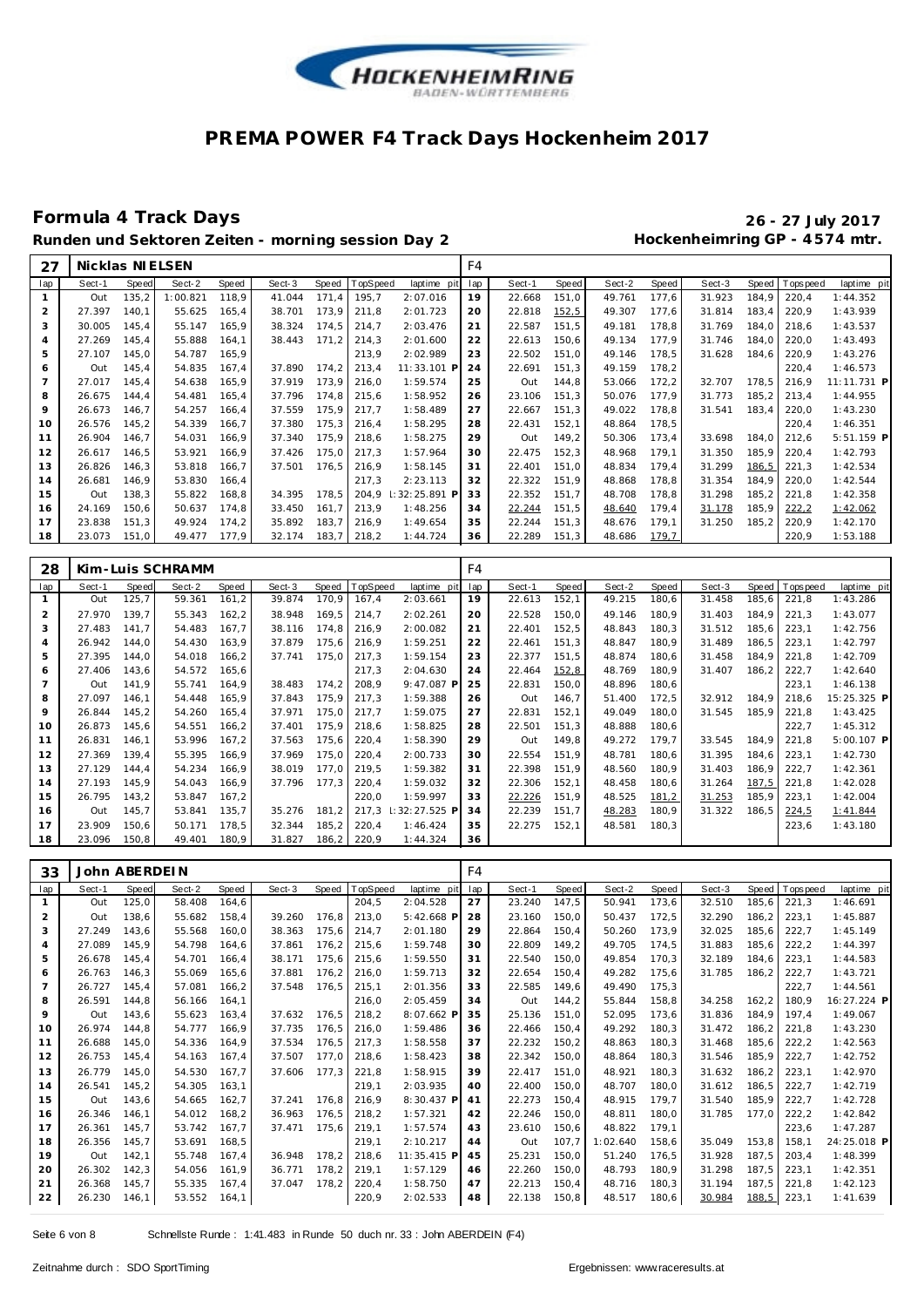# PREMA POWER F4 Track Days Hockenheim 2017

## Formula 4 Track Days

**26 - 27 July 2017**

**Runden und Sektoren Zeiten - morning session Day 2**

**Hockenheimring GP - 4574 mtr.**

| 27 | Nicklas NIELSEN | | | | | | | | F4 | | | | | | | | |
|---|---|---|---|---|---|---|---|---|---|---|---|---|---|---|---|---|---|
| lap | Sect-1 | Speed | Sect-2 | Speed | Sect-3 | Speed | TopSpeed | laptime pit | lap | Sect-1 | Speed | Sect-2 | Speed | Sect-3 | Speed | Topspeed | laptime pit |
| 1 | Out | 135,2 | 1:00.821 | 118,9 | 41.044 | 171,4 | 195,7 | 2:07.016 | 19 | 22.668 | 151,0 | 49.761 | 177,6 | 31.923 | 184,9 | 220,4 | 1:44.352 |
| 2 | 27.397 | 140,1 | 55.625 | 165,4 | 38.701 | 173,9 | 211,8 | 2:01.723 | 20 | 22.818 | 152,5 | 49.307 | 177,6 | 31.814 | 183,4 | 220,9 | 1:43.939 |
| 3 | 30.005 | 145,4 | 55.147 | 165,9 | 38.324 | 174,5 | 214,7 | 2:03.476 | 21 | 22.587 | 151,5 | 49.181 | 178,8 | 31.769 | 184,0 | 218,6 | 1:43.537 |
| 4 | 27.269 | 145,4 | 55.888 | 164,1 | 38.443 | 171,2 | 214,3 | 2:01.600 | 22 | 22.613 | 150,6 | 49.134 | 177,9 | 31.746 | 184,0 | 220,0 | 1:43.493 |
| 5 | 27.107 | 145,0 | 54.787 | 165,9 | | | 213,9 | 2:02.989 | 23 | 22.502 | 151,0 | 49.146 | 178,5 | 31.628 | 184,6 | 220,9 | 1:43.276 |
| 6 | Out | 145,4 | 54.835 | 167,4 | 37.890 | 174,2 | 213,4 | 11:33.101 P | 24 | 22.691 | 151,3 | 49.159 | 178,2 | | | 220,4 | 1:46.573 |
| 7 | 27.017 | 145,4 | 54.638 | 165,9 | 37.919 | 173,9 | 216,0 | 1:59.574 | 25 | Out | 144,8 | 53.066 | 172,2 | 32.707 | 178,5 | 216,9 | 11:11.731 P |
| 8 | 26.675 | 144,4 | 54.481 | 165,4 | 37.796 | 174,8 | 215,6 | 1:58.952 | 26 | 23.106 | 151,3 | 50.076 | 177,9 | 31.773 | 185,2 | 213,4 | 1:44.955 |
| 9 | 26.673 | 146,7 | 54.257 | 166,4 | 37.559 | 175,9 | 217,7 | 1:58.489 | 27 | 22.667 | 151,3 | 49.022 | 178,8 | 31.541 | 183,4 | 220,0 | 1:43.230 |
| 10 | 26.576 | 145,2 | 54.339 | 166,7 | 37.380 | 175,3 | 216,4 | 1:58.295 | 28 | 22.431 | 152,1 | 48.864 | 178,5 | | | 220,4 | 1:46.351 |
| 11 | 26.904 | 146,7 | 54.031 | 166,9 | 37.340 | 175,9 | 218,6 | 1:58.275 | 29 | Out | 149,2 | 50.306 | 173,4 | 33.698 | 184,0 | 212,6 | 5:51.159 P |
| 12 | 26.617 | 146,5 | 53.921 | 166,9 | 37.426 | 175,0 | 217,3 | 1:57.964 | 30 | 22.475 | 152,3 | 48.968 | 179,1 | 31.350 | 185,9 | 220,4 | 1:42.793 |
| 13 | 26.826 | 146,3 | 53.818 | 166,7 | 37.501 | 176,5 | 216,9 | 1:58.145 | 31 | 22.401 | 151,0 | 48.834 | 179,4 | 31.299 | 186,5 | 221,3 | 1:42.534 |
| 14 | 26.681 | 146,9 | 53.830 | 166,4 | | | 217,3 | 2:23.113 | 32 | 22.322 | 151,9 | 48.868 | 178,8 | 31.354 | 184,9 | 220,0 | 1:42.544 |
| 15 | Out | 138,3 | 55.822 | 168,8 | 34.395 | 178,5 | 204,9 | 1:32.25.891 P | 33 | 22.352 | 151,7 | 48.708 | 178,8 | 31.298 | 185,2 | 221,8 | 1:42.358 |
| 16 | 24.169 | 150,6 | 50.637 | 174,8 | 33.450 | 161,7 | 213,9 | 1:48.256 | 34 | 22.244 | 151,5 | 48.640 | 179,4 | 31.178 | 185,9 | 222,2 | 1:42.062 |
| 17 | 23.838 | 151,3 | 49.924 | 174,2 | 35.892 | 183,7 | 216,9 | 1:49.654 | 35 | 22.244 | 151,3 | 48.676 | 179,1 | 31.250 | 185,2 | 220,9 | 1:42.170 |
| 18 | 23.073 | 151,0 | 49.477 | 177,9 | 32.174 | 183,7 | 218,2 | 1:44.724 | 36 | 22.289 | 151,3 | 48.686 | 179,7 | | | 220,9 | 1:53.188 |

| 28 | Kim-Luis SCHRAMM | | | | | | | | F4 | | | | | | | | |
|---|---|---|---|---|---|---|---|---|---|---|---|---|---|---|---|---|---|
| lap | Sect-1 | Speed | Sect-2 | Speed | Sect-3 | Speed | TopSpeed | laptime pit | lap | Sect-1 | Speed | Sect-2 | Speed | Sect-3 | Speed | Topspeed | laptime pit |
| 1 | Out | 125,7 | 59.361 | 161,2 | 39.874 | 170,9 | 167,4 | 2:03.661 | 19 | 22.613 | 152,1 | 49.215 | 180,6 | 31.458 | 185,6 | 221,8 | 1:43.286 |
| 2 | 27.970 | 139,7 | 55.343 | 162,2 | 38.948 | 169,5 | 214,7 | 2:02.261 | 20 | 22.528 | 150,0 | 49.146 | 180,9 | 31.403 | 184,9 | 221,3 | 1:43.077 |
| 3 | 27.483 | 141,7 | 54.483 | 167,7 | 38.116 | 174,8 | 216,9 | 2:00.082 | 21 | 22.401 | 152,5 | 48.843 | 180,3 | 31.512 | 185,6 | 223,1 | 1:42.756 |
| 4 | 26.942 | 144,0 | 54.430 | 163,9 | 37.879 | 175,6 | 216,9 | 1:59.251 | 22 | 22.461 | 151,3 | 48.847 | 180,9 | 31.489 | 186,5 | 223,1 | 1:42.797 |
| 5 | 27.395 | 144,0 | 54.018 | 166,2 | 37.741 | 175,0 | 217,3 | 1:59.154 | 23 | 22.377 | 151,5 | 48.874 | 180,6 | 31.458 | 184,9 | 221,8 | 1:42.709 |
| 6 | 27.406 | 143,6 | 54.572 | 165,6 | | | 217,3 | 2:04.630 | 24 | 22.464 | 152,8 | 48.769 | 180,9 | 31.407 | 186,2 | 222,7 | 1:42.640 |
| 7 | Out | 141,9 | 55.741 | 164,9 | 38.483 | 174,2 | 208,9 | 9:47.087 P | 25 | 22.831 | 150,0 | 48.896 | 180,6 | | | 223,1 | 1:46.138 |
| 8 | 27.097 | 146,1 | 54.448 | 165,9 | 37.843 | 175,9 | 217,3 | 1:59.388 | 26 | Out | 146,7 | 51.400 | 172,5 | 32.912 | 184,9 | 218,6 | 15:25.325 P |
| 9 | 26.844 | 145,2 | 54.260 | 165,4 | 37.971 | 175,0 | 217,7 | 1:59.075 | 27 | 22.831 | 152,1 | 49.049 | 180,0 | 31.545 | 185,9 | 221,8 | 1:43.425 |
| 10 | 26.873 | 145,6 | 54.551 | 166,2 | 37.401 | 175,9 | 218,6 | 1:58.825 | 28 | 22.501 | 151,3 | 48.888 | 180,6 | | | 222,7 | 1:45.312 |
| 11 | 26.831 | 146,1 | 53.996 | 167,2 | 37.563 | 175,6 | 220,4 | 1:58.390 | 29 | Out | 149,8 | 49.272 | 179,7 | 33.545 | 184,9 | 221,8 | 5:00.107 P |
| 12 | 27.369 | 139,4 | 55.395 | 166,9 | 37.969 | 175,0 | 220,4 | 2:00.733 | 30 | 22.554 | 151,9 | 48.781 | 180,6 | 31.395 | 184,6 | 223,1 | 1:42.730 |
| 13 | 27.129 | 144,4 | 54.234 | 166,9 | 38.019 | 177,0 | 219,5 | 1:59.382 | 31 | 22.398 | 151,9 | 48.560 | 180,9 | 31.403 | 186,9 | 222,7 | 1:42.361 |
| 14 | 27.193 | 145,9 | 54.043 | 166,9 | 37.796 | 177,3 | 220,4 | 1:59.032 | 32 | 22.306 | 152,1 | 48.458 | 180,6 | 31.264 | 187,5 | 221,8 | 1:42.028 |
| 15 | 26.795 | 143,2 | 53.847 | 167,2 | | | 220,0 | 1:59.997 | 33 | 22.226 | 151,9 | 48.525 | 181,2 | 31.253 | 185,9 | 223,1 | 1:42.004 |
| 16 | Out | 145,7 | 53.841 | 135,7 | 35.276 | 181,2 | 217,3 | 1:32.27.525 P | 34 | 22.239 | 151,7 | 48.283 | 180,9 | 31.322 | 186,5 | 224,5 | 1:41.844 |
| 17 | 23.909 | 150,6 | 50.171 | 178,5 | 32.344 | 185,2 | 220,4 | 1:46.424 | 35 | 22.275 | 152,1 | 48.581 | 180,3 | | | 223,6 | 1:43.180 |
| 18 | 23.096 | 150,8 | 49.401 | 180,9 | 31.827 | 186,2 | 220,9 | 1:44.324 | 36 | | | | | | | | |

| 33 | John ABERDEIN | | | | | | | | F4 | | | | | | | | |
|---|---|---|---|---|---|---|---|---|---|---|---|---|---|---|---|---|---|
| lap | Sect-1 | Speed | Sect-2 | Speed | Sect-3 | Speed | TopSpeed | laptime pit | lap | Sect-1 | Speed | Sect-2 | Speed | Sect-3 | Speed | Topspeed | laptime pit |
| 1 | Out | 125,0 | 58.408 | 164,6 | | | 204,5 | 2:04.528 | 27 | 23.240 | 147,5 | 50.941 | 173,6 | 32.510 | 185,6 | 221,3 | 1:46.691 |
| 2 | Out | 138,6 | 55.682 | 158,4 | 39.260 | 176,8 | 213,0 | 5:42.668 P | 28 | 23.160 | 150,0 | 50.437 | 172,5 | 32.290 | 186,2 | 223,1 | 1:45.887 |
| 3 | 27.249 | 143,6 | 55.568 | 160,0 | 38.363 | 175,6 | 214,7 | 2:01.180 | 29 | 22.864 | 150,4 | 50.260 | 173,9 | 32.025 | 185,6 | 222,7 | 1:45.149 |
| 4 | 27.089 | 145,9 | 54.798 | 164,6 | 37.861 | 176,2 | 215,6 | 1:59.748 | 30 | 22.809 | 149,2 | 49.705 | 174,5 | 31.883 | 185,6 | 222,2 | 1:44.397 |
| 5 | 26.678 | 145,4 | 54.701 | 166,4 | 38.171 | 175,6 | 215,6 | 1:59.550 | 31 | 22.540 | 150,0 | 49.854 | 170,3 | 32.189 | 184,6 | 223,1 | 1:44.583 |
| 6 | 26.763 | 146,3 | 55.069 | 165,6 | 37.881 | 176,2 | 216,0 | 1:59.713 | 32 | 22.654 | 150,4 | 49.282 | 175,6 | 31.785 | 186,2 | 222,7 | 1:43.721 |
| 7 | 26.727 | 145,4 | 57.081 | 166,2 | 37.548 | 176,5 | 215,1 | 2:01.356 | 33 | 22.585 | 149,6 | 49.490 | 175,3 | | | 222,7 | 1:44.561 |
| 8 | 26.591 | 144,8 | 56.166 | 164,1 | | | 216,0 | 2:05.459 | 34 | Out | 144,2 | 55.844 | 158,8 | 34.258 | 162,2 | 180,9 | 16:27.224 P |
| 9 | Out | 143,6 | 55.623 | 163,4 | 37.632 | 176,5 | 218,2 | 8:07.662 P | 35 | 25.136 | 151,0 | 52.095 | 173,6 | 31.836 | 184,9 | 197,4 | 1:49.067 |
| 10 | 26.974 | 144,8 | 54.777 | 166,9 | 37.735 | 176,5 | 216,0 | 1:59.486 | 36 | 22.466 | 150,4 | 49.292 | 180,3 | 31.472 | 186,2 | 221,8 | 1:43.230 |
| 11 | 26.688 | 145,0 | 54.336 | 164,9 | 37.534 | 176,5 | 217,3 | 1:58.558 | 37 | 22.232 | 150,2 | 48.863 | 180,3 | 31.468 | 185,6 | 222,2 | 1:42.563 |
| 12 | 26.753 | 145,4 | 54.163 | 167,4 | 37.507 | 177,0 | 218,6 | 1:58.423 | 38 | 22.342 | 150,0 | 48.864 | 180,3 | 31.546 | 185,9 | 222,7 | 1:42.752 |
| 13 | 26.779 | 145,0 | 54.530 | 167,7 | 37.606 | 177,3 | 221,8 | 1:58.915 | 39 | 22.417 | 151,0 | 48.921 | 180,3 | 31.632 | 186,2 | 223,1 | 1:42.970 |
| 14 | 26.541 | 145,2 | 54.305 | 163,1 | | | 219,1 | 2:03.935 | 40 | 22.400 | 150,0 | 48.707 | 180,0 | 31.612 | 186,5 | 222,7 | 1:42.719 |
| 15 | Out | 143,6 | 54.665 | 162,7 | 37.241 | 176,8 | 216,9 | 8:30.437 P | 41 | 22.273 | 150,4 | 48.915 | 179,7 | 31.540 | 185,9 | 222,7 | 1:42.728 |
| 16 | 26.346 | 146,1 | 54.012 | 168,2 | 36.963 | 176,5 | 218,2 | 1:57.321 | 42 | 22.246 | 150,0 | 48.811 | 180,0 | 31.785 | 177,0 | 222,2 | 1:42.842 |
| 17 | 26.361 | 145,7 | 53.742 | 167,7 | 37.471 | 175,6 | 219,1 | 1:57.574 | 43 | 23.610 | 150,6 | 48.822 | 179,1 | | | 223,6 | 1:47.287 |
| 18 | 26.356 | 145,7 | 53.691 | 168,5 | | | 219,1 | 2:10.217 | 44 | Out | 107,7 | 1:02.640 | 158,6 | 35.049 | 153,8 | 158,1 | 24:25.018 P |
| 19 | Out | 142,1 | 55.748 | 167,4 | 36.948 | 178,2 | 218,6 | 11:35.415 P | 45 | 25.231 | 150,0 | 51.240 | 176,5 | 31.928 | 187,5 | 203,4 | 1:48.399 |
| 20 | 26.302 | 142,3 | 54.056 | 161,9 | 36.771 | 178,2 | 219,1 | 1:57.129 | 46 | 22.260 | 150,0 | 48.793 | 180,9 | 31.298 | 187,5 | 223,1 | 1:42.351 |
| 21 | 26.368 | 145,7 | 55.335 | 167,4 | 37.047 | 178,2 | 220,4 | 1:58.750 | 47 | 22.213 | 150,4 | 48.716 | 180,3 | 31.194 | 187,5 | 221,8 | 1:42.123 |
| 22 | 26.230 | 146,1 | 53.552 | 164,1 | | | 220,9 | 2:02.533 | 48 | 22.138 | 150,8 | 48.517 | 180,6 | 30.984 | 188,5 | 223,1 | 1:41.639 |

Schnellste Runde : 1:41.483 in Runde 50 duch nr. 33 : John ABERDEIN (F4)

Zeitnahme durch : SDO SportTiming

Ergebnissen: www.raceresults.at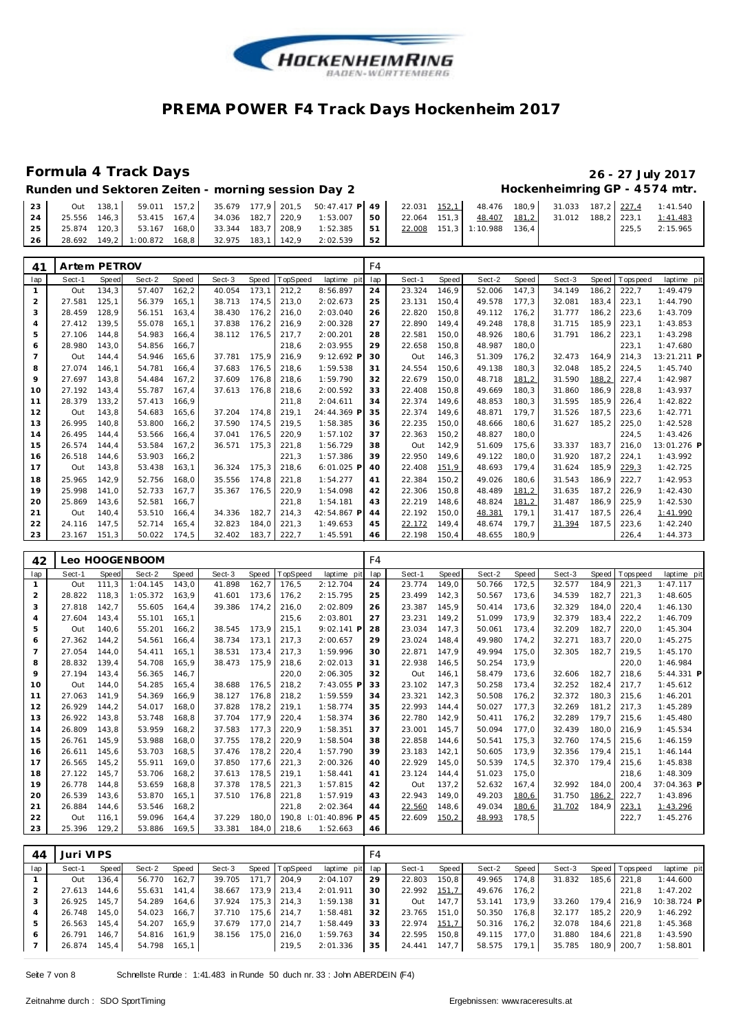# PREMA POWER F4 Track Days Hockenheim 2017

## Formula 4 Track Days

**26 - 27 July 2017**

**Runden und Sektoren Zeiten - morning session Day 2**

**Hockenheimring GP - 4574 mtr.**

| lap | Sect-1 | Speed | Sect-2 | Speed | Sect-3 | Speed | TopSpeed | laptime pit | lap | Sect-1 | Speed | Sect-2 | Speed | Sect-3 | Speed | Topspeed | laptime pit |
|---|---|---|---|---|---|---|---|---|---|---|---|---|---|---|---|---|---|
| 23 | Out | 138,1 | 59.011 | 157,2 | 35.679 | 177,9 | 201,5 | 50:47.417 P | 49 | 22.031 | 152,1 | 48.476 | 180,9 | 31.033 | 187,2 | 227,4 | 1:41.540 |
| 24 | 25.556 | 146,3 | 53.415 | 167,4 | 34.036 | 182,7 | 220,9 | 1:53.007 | 50 | 22.064 | 151,3 | 48.407 | 181,2 | 31.012 | 188,2 | 223,1 | 1:41.483 |
| 25 | 25.874 | 120,3 | 53.167 | 168,0 | 33.344 | 183,7 | 208,9 | 1:52.385 | 51 | 22.008 | 151,3 | 1:10.988 | 136,4 | | | 225,5 | 2:15.965 |
| 26 | 28.692 | 149,2 | 1:00.872 | 168,8 | 32.975 | 183,1 | 142,9 | 2:02.539 | 52 | | | | | | | | |

### 41 Artem PETROV — F4

| lap | Sect-1 | Speed | Sect-2 | Speed | Sect-3 | Speed | TopSpeed | laptime pit | lap | Sect-1 | Speed | Sect-2 | Speed | Sect-3 | Speed | Topspeed | laptime pit |
|---|---|---|---|---|---|---|---|---|---|---|---|---|---|---|---|---|---|
| 1 | Out | 134,3 | 57.407 | 162,2 | 40.054 | 173,1 | 212,2 | 8:56.897 | 24 | 23.324 | 146,9 | 52.006 | 147,3 | 34.149 | 186,2 | 222,7 | 1:49.479 |
| 2 | 27.581 | 125,1 | 56.379 | 165,1 | 38.713 | 174,5 | 213,0 | 2:02.673 | 25 | 23.131 | 150,4 | 49.578 | 177,3 | 32.081 | 183,4 | 223,1 | 1:44.790 |
| 3 | 28.459 | 128,9 | 56.151 | 163,4 | 38.430 | 176,2 | 216,0 | 2:03.040 | 26 | 22.820 | 150,8 | 49.112 | 176,2 | 31.777 | 186,2 | 223,6 | 1:43.709 |
| 4 | 27.412 | 139,5 | 55.078 | 165,1 | 37.838 | 176,2 | 216,9 | 2:00.328 | 27 | 22.890 | 149,4 | 49.248 | 178,8 | 31.715 | 185,9 | 223,1 | 1:43.853 |
| 5 | 27.106 | 144,8 | 54.983 | 166,4 | 38.112 | 176,5 | 217,7 | 2:00.201 | 28 | 22.581 | 150,0 | 48.926 | 180,6 | 31.791 | 186,2 | 223,1 | 1:43.298 |
| 6 | 28.980 | 143,0 | 54.856 | 166,7 | | | 218,6 | 2:03.955 | 29 | 22.658 | 150,8 | 48.987 | 180,0 | | | 223,1 | 1:47.680 |
| 7 | Out | 144,4 | 54.946 | 165,6 | 37.781 | 175,9 | 216,9 | 9:12.692 P | 30 | Out | 146,3 | 51.309 | 176,2 | 32.473 | 164,9 | 214,3 | 13:21.211 P |
| 8 | 27.074 | 146,1 | 54.781 | 166,4 | 37.683 | 176,5 | 218,6 | 1:59.538 | 31 | 24.554 | 150,6 | 49.138 | 180,3 | 32.048 | 185,2 | 224,5 | 1:45.740 |
| 9 | 27.697 | 143,8 | 54.484 | 167,2 | 37.609 | 176,8 | 218,6 | 1:59.790 | 32 | 22.679 | 150,0 | 48.718 | 181,2 | 31.590 | 188,2 | 227,4 | 1:42.987 |
| 10 | 27.192 | 143,4 | 55.787 | 167,4 | 37.613 | 176,8 | 218,6 | 2:00.592 | 33 | 22.408 | 150,8 | 49.669 | 180,3 | 31.860 | 186,9 | 228,8 | 1:43.937 |
| 11 | 28.379 | 133,2 | 57.413 | 166,9 | | | 211,8 | 2:04.611 | 34 | 22.374 | 149,6 | 48.853 | 180,3 | 31.595 | 185,9 | 226,4 | 1:42.822 |
| 12 | Out | 143,8 | 54.683 | 165,6 | 37.204 | 174,8 | 219,1 | 24:44.369 P | 35 | 22.374 | 149,6 | 48.871 | 179,7 | 31.526 | 187,5 | 223,6 | 1:42.771 |
| 13 | 26.995 | 140,8 | 53.800 | 166,2 | 37.590 | 174,5 | 219,5 | 1:58.385 | 36 | 22.235 | 150,0 | 48.666 | 180,6 | 31.627 | 185,2 | 225,0 | 1:42.528 |
| 14 | 26.495 | 144,4 | 53.566 | 166,4 | 37.041 | 176,5 | 220,9 | 1:57.102 | 37 | 22.363 | 150,2 | 48.827 | 180,0 | | | 224,5 | 1:43.426 |
| 15 | 26.574 | 144,4 | 53.584 | 167,2 | 36.571 | 175,3 | 221,8 | 1:56.729 | 38 | Out | 142,9 | 51.609 | 175,6 | 33.337 | 183,7 | 216,0 | 13:01.276 P |
| 16 | 26.518 | 144,6 | 53.903 | 166,2 | | | 221,3 | 1:57.386 | 39 | 22.950 | 149,6 | 49.122 | 180,0 | 31.920 | 187,2 | 224,1 | 1:43.992 |
| 17 | Out | 143,8 | 53.438 | 163,1 | 36.324 | 175,3 | 218,6 | 6:01.025 P | 40 | 22.408 | 151,9 | 48.693 | 179,4 | 31.624 | 185,9 | 229,3 | 1:42.725 |
| 18 | 25.965 | 142,9 | 52.756 | 168,0 | 35.556 | 174,8 | 221,8 | 1:54.277 | 41 | 22.384 | 150,2 | 49.026 | 180,6 | 31.543 | 186,9 | 222,7 | 1:42.953 |
| 19 | 25.998 | 141,0 | 52.733 | 167,7 | 35.367 | 176,5 | 220,9 | 1:54.098 | 42 | 22.306 | 150,8 | 48.489 | 181,2 | 31.635 | 187,2 | 226,9 | 1:42.430 |
| 20 | 25.869 | 143,6 | 52.581 | 166,7 | | | 221,8 | 1:54.181 | 43 | 22.219 | 148,6 | 48.824 | 181,2 | 31.487 | 186,9 | 225,9 | 1:42.530 |
| 21 | Out | 140,4 | 53.510 | 166,4 | 34.336 | 182,7 | 214,3 | 42:54.867 P | 44 | 22.192 | 150,0 | 48.381 | 179,1 | 31.417 | 187,5 | 226,4 | 1:41.990 |
| 22 | 24.116 | 147,5 | 52.714 | 165,4 | 32.823 | 184,0 | 221,3 | 1:49.653 | 45 | 22.172 | 149,4 | 48.674 | 179,7 | 31.394 | 187,5 | 223,6 | 1:42.240 |
| 23 | 23.167 | 151,3 | 50.022 | 174,5 | 32.402 | 183,7 | 222,7 | 1:45.591 | 46 | 22.198 | 150,4 | 48.655 | 180,9 | | | 226,4 | 1:44.373 |

### 42 Leo HOOGENBOOM — F4

| lap | Sect-1 | Speed | Sect-2 | Speed | Sect-3 | Speed | TopSpeed | laptime pit | lap | Sect-1 | Speed | Sect-2 | Speed | Sect-3 | Speed | Topspeed | laptime pit |
|---|---|---|---|---|---|---|---|---|---|---|---|---|---|---|---|---|---|
| 1 | Out | 111,3 | 1:04.145 | 143,0 | 41.898 | 162,7 | 176,5 | 2:12.704 | 24 | 23.774 | 149,0 | 50.766 | 172,5 | 32.577 | 184,9 | 221,3 | 1:47.117 |
| 2 | 28.822 | 118,3 | 1:05.372 | 163,9 | 41.601 | 173,6 | 176,2 | 2:15.795 | 25 | 23.499 | 142,3 | 50.567 | 173,6 | 34.539 | 182,7 | 221,3 | 1:48.605 |
| 3 | 27.818 | 142,7 | 55.605 | 164,4 | 39.386 | 174,2 | 216,0 | 2:02.809 | 26 | 23.387 | 145,9 | 50.414 | 173,6 | 32.329 | 184,0 | 220,4 | 1:46.130 |
| 4 | 27.604 | 143,4 | 55.101 | 165,1 | | | 215,6 | 2:03.801 | 27 | 23.231 | 149,2 | 51.099 | 173,9 | 32.379 | 183,4 | 222,2 | 1:46.709 |
| 5 | Out | 140,6 | 55.201 | 166,2 | 38.545 | 173,9 | 215,1 | 9:02.141 P | 28 | 23.034 | 147,3 | 50.061 | 173,4 | 32.209 | 182,7 | 220,0 | 1:45.304 |
| 6 | 27.362 | 144,2 | 54.561 | 166,4 | 38.734 | 173,1 | 217,3 | 2:00.657 | 29 | 23.024 | 148,4 | 49.980 | 174,2 | 32.271 | 183,7 | 220,0 | 1:45.275 |
| 7 | 27.054 | 144,0 | 54.411 | 165,1 | 38.531 | 173,4 | 217,3 | 1:59.996 | 30 | 22.871 | 147,9 | 49.994 | 175,0 | 32.305 | 182,7 | 219,5 | 1:45.170 |
| 8 | 28.832 | 139,4 | 54.708 | 165,9 | 38.473 | 175,9 | 218,6 | 2:02.013 | 31 | 22.938 | 146,5 | 50.254 | 173,9 | | | 220,0 | 1:46.984 |
| 9 | 27.194 | 143,4 | 56.365 | 146,7 | | | 220,0 | 2:06.305 | 32 | Out | 146,1 | 58.479 | 173,6 | 32.606 | 182,7 | 218,6 | 5:44.331 P |
| 10 | Out | 144,0 | 54.285 | 165,4 | 38.688 | 176,5 | 218,2 | 7:43.055 P | 33 | 23.102 | 147,3 | 50.258 | 173,4 | 32.252 | 182,4 | 217,7 | 1:45.612 |
| 11 | 27.063 | 141,9 | 54.369 | 166,9 | 38.127 | 176,8 | 218,2 | 1:59.559 | 34 | 23.321 | 142,3 | 50.508 | 176,2 | 32.372 | 180,3 | 215,6 | 1:46.201 |
| 12 | 26.929 | 144,2 | 54.017 | 168,0 | 37.828 | 178,2 | 219,1 | 1:58.774 | 35 | 22.993 | 144,4 | 50.027 | 177,3 | 32.269 | 181,2 | 217,3 | 1:45.289 |
| 13 | 26.922 | 143,8 | 53.748 | 168,8 | 37.704 | 177,9 | 220,4 | 1:58.374 | 36 | 22.780 | 142,9 | 50.411 | 176,2 | 32.289 | 179,7 | 215,6 | 1:45.480 |
| 14 | 26.809 | 143,8 | 53.959 | 168,2 | 37.583 | 177,3 | 220,9 | 1:58.351 | 37 | 23.001 | 145,7 | 50.094 | 177,0 | 32.439 | 180,0 | 216,9 | 1:45.534 |
| 15 | 26.761 | 145,9 | 53.988 | 168,0 | 37.755 | 178,2 | 220,9 | 1:58.504 | 38 | 22.858 | 144,6 | 50.541 | 175,3 | 32.760 | 174,5 | 215,6 | 1:46.159 |
| 16 | 26.611 | 145,6 | 53.703 | 168,5 | 37.476 | 178,2 | 220,4 | 1:57.790 | 39 | 23.183 | 142,1 | 50.605 | 173,9 | 32.356 | 179,4 | 215,1 | 1:46.144 |
| 17 | 26.565 | 145,2 | 55.911 | 169,0 | 37.850 | 177,6 | 221,3 | 2:00.326 | 40 | 22.929 | 145,0 | 50.539 | 174,5 | 32.370 | 179,4 | 215,6 | 1:45.838 |
| 18 | 27.122 | 145,7 | 53.706 | 168,2 | 37.613 | 178,5 | 219,1 | 1:58.441 | 41 | 23.124 | 144,4 | 51.023 | 175,0 | | | 218,6 | 1:48.309 |
| 19 | 26.778 | 144,8 | 53.659 | 168,8 | 37.378 | 178,5 | 221,3 | 1:57.815 | 42 | Out | 137,2 | 52.632 | 167,4 | 32.992 | 184,0 | 200,4 | 37:04.363 P |
| 20 | 26.539 | 143,6 | 53.870 | 165,1 | 37.510 | 176,8 | 221,8 | 1:57.919 | 43 | 22.943 | 149,0 | 49.203 | 180,6 | 31.750 | 186,2 | 222,7 | 1:43.896 |
| 21 | 26.884 | 144,6 | 53.546 | 168,2 | | | 221,8 | 2:02.364 | 44 | 22.560 | 148,6 | 49.034 | 180,6 | 31.702 | 184,9 | 223,1 | 1:43.296 |
| 22 | Out | 116,1 | 59.096 | 164,4 | 37.229 | 180,0 | 190,8 | 1:01:40.896 P | 45 | 22.609 | 150,2 | 48.993 | 178,5 | | | 222,7 | 1:45.276 |
| 23 | 25.396 | 129,2 | 53.886 | 169,5 | 33.381 | 184,0 | 218,6 | 1:52.663 | 46 | | | | | | | | |

### 44 Juri VIPS — F4

| lap | Sect-1 | Speed | Sect-2 | Speed | Sect-3 | Speed | TopSpeed | laptime pit | lap | Sect-1 | Speed | Sect-2 | Speed | Sect-3 | Speed | Topspeed | laptime pit |
|---|---|---|---|---|---|---|---|---|---|---|---|---|---|---|---|---|---|
| 1 | Out | 136,4 | 56.770 | 162,7 | 39.705 | 171,7 | 204,9 | 2:04.107 | 29 | 22.803 | 150,8 | 49.965 | 174,8 | 31.832 | 185,6 | 221,8 | 1:44.600 |
| 2 | 27.613 | 144,6 | 55.631 | 141,4 | 38.667 | 173,9 | 213,4 | 2:01.911 | 30 | 22.992 | 151,7 | 49.676 | 176,2 | | | 221,8 | 1:47.202 |
| 3 | 26.925 | 145,7 | 54.289 | 164,6 | 37.924 | 175,3 | 214,3 | 1:59.138 | 31 | Out | 147,7 | 53.141 | 173,9 | 33.260 | 179,4 | 216,9 | 10:38.724 P |
| 4 | 26.748 | 145,0 | 54.023 | 166,7 | 37.710 | 175,6 | 214,7 | 1:58.481 | 32 | 23.765 | 151,0 | 50.350 | 176,8 | 32.177 | 185,2 | 220,9 | 1:46.292 |
| 5 | 26.563 | 145,4 | 54.207 | 165,9 | 37.679 | 177,0 | 214,7 | 1:58.449 | 33 | 22.974 | 151,7 | 50.316 | 176,2 | 32.078 | 184,6 | 221,8 | 1:45.368 |
| 6 | 26.791 | 146,7 | 54.816 | 161,9 | 38.156 | 175,0 | 216,0 | 1:59.763 | 34 | 22.595 | 150,8 | 49.115 | 177,0 | 31.880 | 184,6 | 221,8 | 1:43.590 |
| 7 | 26.874 | 145,4 | 54.798 | 165,1 | | | 219,5 | 2:01.336 | 35 | 24.441 | 147,7 | 58.575 | 179,1 | 35.785 | 180,9 | 200,7 | 1:58.801 |

Schnellste Runde : 1:41.483 in Runde 50 duch nr. 33 : John ABERDEIN (F4)

Zeitnahme durch : SDO SportTiming

Ergebnissen: www.raceresults.at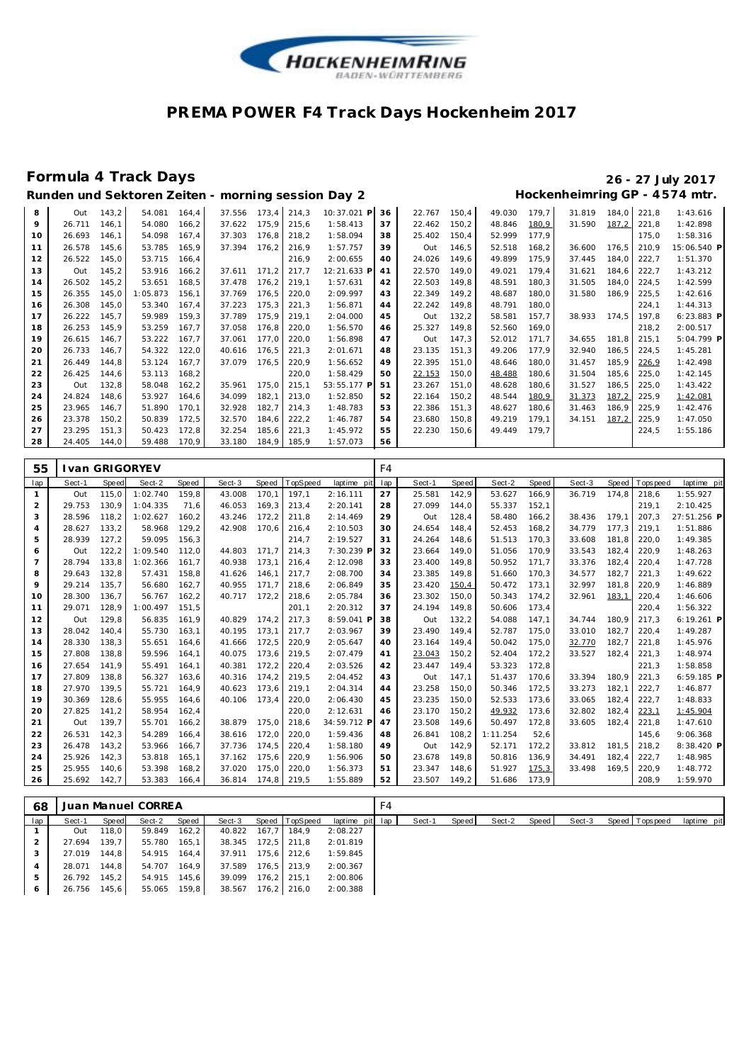# PREMA POWER F4 Track Days Hockenheim 2017

## Formula 4 Track Days

**26 - 27 July 2017**

### Runden und Sektoren Zeiten - morning session Day 2

**Hockenheimring GP - 4574 mtr.**

| | | | | | | | | | | | | | | | | | | |
|---|---|---|---|---|---|---|---|---|---|---|---|---|---|---|---|---|---|---|
| 8 | Out | 143,2 | 54.081 | 164,4 | 37.556 | 173,4 | 214,3 | 10:37.021 P | 36 | 22.767 | 150,4 | 49.030 | 179,7 | 31.819 | 184,0 | 221,8 | 1:43.616 |
| 9 | 26.711 | 146,1 | 54.080 | 166,2 | 37.622 | 175,9 | 215,6 | 1:58.413 | 37 | 22.462 | 150,2 | 48.846 | 180,9 | 31.590 | 187,2 | 221,8 | 1:42.898 |
| 10 | 26.693 | 146,1 | 54.098 | 167,4 | 37.303 | 176,8 | 218,2 | 1:58.094 | 38 | 25.402 | 150,4 | 52.999 | 177,9 | | | 175,0 | 1:58.316 |
| 11 | 26.578 | 145,6 | 53.785 | 165,9 | 37.394 | 176,2 | 216,9 | 1:57.757 | 39 | Out | 146,5 | 52.518 | 168,2 | 36.600 | 176,5 | 210,9 | 15:06.540 P |
| 12 | 26.522 | 145,0 | 53.715 | 166,4 | | | 216,9 | 2:00.655 | 40 | 24.026 | 149,6 | 49.899 | 175,9 | 37.445 | 184,0 | 222,7 | 1:51.370 |
| 13 | Out | 145,2 | 53.916 | 166,2 | 37.611 | 171,2 | 217,7 | 12:21.633 P | 41 | 22.570 | 149,0 | 49.021 | 179,4 | 31.621 | 184,6 | 222,7 | 1:43.212 |
| 14 | 26.502 | 145,2 | 53.651 | 168,5 | 37.478 | 176,2 | 219,1 | 1:57.631 | 42 | 22.503 | 149,8 | 48.591 | 180,3 | 31.505 | 184,0 | 224,5 | 1:42.599 |
| 15 | 26.355 | 145,0 | 1:05.873 | 156,1 | 37.769 | 176,5 | 220,0 | 2:09.997 | 43 | 22.349 | 149,2 | 48.687 | 180,0 | 31.580 | 186,9 | 225,5 | 1:42.616 |
| 16 | 26.308 | 145,0 | 53.340 | 167,4 | 37.223 | 175,3 | 221,3 | 1:56.871 | 44 | 22.242 | 149,8 | 48.791 | 180,0 | | | 224,1 | 1:44.313 |
| 17 | 26.222 | 145,7 | 59.989 | 159,3 | 37.789 | 175,9 | 219,1 | 2:04.000 | 45 | Out | 132,2 | 58.581 | 157,7 | 38.933 | 174,5 | 197,8 | 6:23.883 P |
| 18 | 26.253 | 145,9 | 53.259 | 167,7 | 37.058 | 176,8 | 220,0 | 1:56.570 | 46 | 25.327 | 149,8 | 52.560 | 169,0 | | | 218,2 | 2:00.517 |
| 19 | 26.615 | 146,7 | 53.222 | 167,7 | 37.061 | 177,0 | 220,0 | 1:56.898 | 47 | Out | 147,3 | 52.012 | 171,7 | 34.655 | 181,8 | 215,1 | 5:04.799 P |
| 20 | 26.733 | 146,7 | 54.322 | 122,0 | 40.616 | 176,5 | 221,3 | 2:01.671 | 48 | 23.135 | 151,3 | 49.206 | 177,9 | 32.940 | 186,5 | 224,5 | 1:45.281 |
| 21 | 26.449 | 144,8 | 53.124 | 167,7 | 37.079 | 176,5 | 220,9 | 1:56.652 | 49 | 22.395 | 151,0 | 48.646 | 180,0 | 31.457 | 185,9 | 226,9 | 1:42.498 |
| 22 | 26.425 | 144,6 | 53.113 | 168,2 | | | 220,0 | 1:58.429 | 50 | 22.153 | 150,0 | 48.488 | 180,6 | 31.504 | 185,6 | 225,0 | 1:42.145 |
| 23 | Out | 132,8 | 58.048 | 162,2 | 35.961 | 175,0 | 215,1 | 53:55.177 P | 51 | 23.267 | 151,0 | 48.628 | 180,6 | 31.527 | 186,5 | 225,0 | 1:43.422 |
| 24 | 24.824 | 148,6 | 53.927 | 164,6 | 34.099 | 182,1 | 213,0 | 1:52.850 | 52 | 22.164 | 150,2 | 48.544 | 180,9 | 31.373 | 187,2 | 225,9 | 1:42.081 |
| 25 | 23.965 | 146,7 | 51.890 | 170,1 | 32.928 | 182,7 | 214,3 | 1:48.783 | 53 | 22.386 | 151,3 | 48.627 | 180,6 | 31.463 | 186,9 | 225,9 | 1:42.476 |
| 26 | 23.378 | 150,2 | 50.839 | 172,5 | 32.570 | 184,6 | 222,2 | 1:46.787 | 54 | 23.680 | 150,8 | 49.219 | 179,1 | 34.151 | 187,2 | 225,9 | 1:47.050 |
| 27 | 23.295 | 151,3 | 50.423 | 172,8 | 32.254 | 185,6 | 221,3 | 1:45.972 | 55 | 22.230 | 150,6 | 49.449 | 179,7 | | | 224,5 | 1:55.186 |
| 28 | 24.405 | 144,0 | 59.488 | 170,9 | 33.180 | 184,9 | 185,9 | 1:57.073 | 56 | | | | | | | | |

### 55 Ivan GRIGORYEV — F4

| lap | Sect-1 | Speed | Sect-2 | Speed | Sect-3 | Speed | TopSpeed | laptime pit | lap | Sect-1 | Speed | Sect-2 | Speed | Sect-3 | Speed | Topspeed | laptime pit |
|---|---|---|---|---|---|---|---|---|---|---|---|---|---|---|---|---|---|
| 1 | Out | 115,0 | 1:02.740 | 159,8 | 43.008 | 170,1 | 197,1 | 2:16.111 | 27 | 25.581 | 142,9 | 53.627 | 166,9 | 36.719 | 174,8 | 218,6 | 1:55.927 |
| 2 | 29.753 | 130,9 | 1:04.335 | 71,6 | 46.053 | 169,3 | 213,4 | 2:20.141 | 28 | 27.099 | 144,0 | 55.337 | 152,1 | | | 219,1 | 2:10.425 |
| 3 | 28.596 | 118,2 | 1:02.627 | 160,2 | 43.246 | 172,2 | 211,8 | 2:14.469 | 29 | Out | 128,4 | 58.480 | 166,2 | 38.436 | 179,1 | 207,3 | 27:51.256 P |
| 4 | 28.627 | 133,2 | 58.968 | 129,2 | 42.908 | 170,6 | 216,4 | 2:10.503 | 30 | 24.654 | 148,4 | 52.453 | 168,2 | 34.779 | 177,3 | 219,1 | 1:51.886 |
| 5 | 28.939 | 127,2 | 59.095 | 156,3 | | | 214,7 | 2:19.527 | 31 | 24.264 | 148,6 | 51.513 | 170,3 | 33.608 | 181,8 | 220,0 | 1:49.385 |
| 6 | Out | 122,2 | 1:09.540 | 112,0 | 44.803 | 171,7 | 214,3 | 7:30.239 P | 32 | 23.664 | 149,0 | 51.056 | 170,9 | 33.543 | 182,4 | 220,9 | 1:48.263 |
| 7 | 28.794 | 133,8 | 1:02.366 | 161,7 | 40.938 | 173,1 | 216,4 | 2:12.098 | 33 | 23.400 | 149,8 | 50.952 | 171,7 | 33.376 | 182,4 | 220,4 | 1:47.728 |
| 8 | 29.643 | 132,8 | 57.431 | 158,8 | 41.626 | 146,1 | 217,7 | 2:08.700 | 34 | 23.385 | 149,8 | 51.660 | 170,3 | 34.577 | 182,7 | 221,3 | 1:49.622 |
| 9 | 29.214 | 135,7 | 56.680 | 162,7 | 40.955 | 171,7 | 218,6 | 2:06.849 | 35 | 23.420 | 150,4 | 50.472 | 173,1 | 32.997 | 181,8 | 220,9 | 1:46.889 |
| 10 | 28.300 | 136,7 | 56.767 | 162,2 | 40.717 | 172,2 | 218,6 | 2:05.784 | 36 | 23.302 | 150,0 | 50.343 | 174,2 | 32.961 | 183,1 | 220,4 | 1:46.606 |
| 11 | 29.071 | 128,9 | 1:00.497 | 151,5 | | | 201,1 | 2:20.312 | 37 | 24.194 | 149,8 | 50.606 | 173,4 | | | 220,4 | 1:56.322 |
| 12 | Out | 129,8 | 56.835 | 161,9 | 40.829 | 174,2 | 217,3 | 8:59.041 P | 38 | Out | 132,2 | 54.088 | 147,1 | 34.744 | 180,9 | 217,3 | 6:19.261 P |
| 13 | 28.042 | 140,4 | 55.730 | 163,1 | 40.195 | 173,1 | 217,7 | 2:03.967 | 39 | 23.490 | 149,4 | 52.787 | 175,0 | 33.010 | 182,7 | 220,4 | 1:49.287 |
| 14 | 28.330 | 138,3 | 55.651 | 164,6 | 41.666 | 172,5 | 220,9 | 2:05.647 | 40 | 23.164 | 149,4 | 50.042 | 175,0 | 32.770 | 182,7 | 221,8 | 1:45.976 |
| 15 | 27.808 | 138,8 | 59.596 | 164,1 | 40.075 | 173,6 | 219,5 | 2:07.479 | 41 | 23.043 | 150,2 | 52.404 | 172,2 | 33.527 | 182,4 | 221,3 | 1:48.974 |
| 16 | 27.654 | 141,9 | 55.491 | 164,1 | 40.381 | 172,2 | 220,4 | 2:03.526 | 42 | 23.447 | 149,4 | 53.323 | 172,8 | | | 221,3 | 1:58.858 |
| 17 | 27.809 | 138,8 | 56.327 | 163,6 | 40.316 | 174,2 | 219,5 | 2:04.452 | 43 | Out | 147,1 | 51.437 | 170,6 | 33.394 | 180,9 | 221,3 | 6:59.185 P |
| 18 | 27.970 | 139,5 | 55.721 | 164,9 | 40.623 | 173,6 | 219,1 | 2:04.314 | 44 | 23.258 | 150,0 | 50.346 | 172,5 | 33.273 | 182,1 | 222,7 | 1:46.877 |
| 19 | 30.369 | 128,6 | 55.955 | 164,6 | 40.106 | 173,4 | 220,0 | 2:06.430 | 45 | 23.235 | 150,0 | 52.533 | 173,6 | 33.065 | 182,4 | 222,7 | 1:48.833 |
| 20 | 27.825 | 141,2 | 58.954 | 162,4 | | | 220,0 | 2:12.631 | 46 | 23.170 | 150,2 | 49.932 | 173,6 | 32.802 | 182,4 | 223,1 | 1:45.904 |
| 21 | Out | 139,7 | 55.701 | 166,2 | 38.879 | 175,0 | 218,6 | 34:59.712 P | 47 | 23.508 | 149,6 | 50.497 | 172,8 | 33.605 | 182,4 | 221,8 | 1:47.610 |
| 22 | 26.531 | 142,3 | 54.289 | 166,4 | 38.616 | 172,0 | 220,0 | 1:59.436 | 48 | 26.841 | 108,2 | 1:11.254 | 52,6 | | | 145,6 | 9:06.368 |
| 23 | 26.478 | 143,2 | 53.966 | 166,7 | 37.736 | 174,5 | 220,4 | 1:58.180 | 49 | Out | 142,9 | 52.171 | 172,2 | 33.812 | 181,5 | 218,2 | 8:38.420 P |
| 24 | 25.926 | 142,3 | 53.818 | 165,1 | 37.162 | 175,6 | 220,9 | 1:56.906 | 50 | 23.678 | 149,8 | 50.816 | 136,9 | 34.491 | 182,4 | 222,7 | 1:48.985 |
| 25 | 25.955 | 140,6 | 53.398 | 168,2 | 37.020 | 175,0 | 220,0 | 1:56.373 | 51 | 23.347 | 148,6 | 51.927 | 175,3 | 33.498 | 169,5 | 220,9 | 1:48.772 |
| 26 | 25.692 | 142,7 | 53.383 | 166,4 | 36.814 | 174,8 | 219,5 | 1:55.889 | 52 | 23.507 | 149,2 | 51.686 | 173,9 | | | 208,9 | 1:59.970 |

### 68 Juan Manuel CORREA — F4

| lap | Sect-1 | Speed | Sect-2 | Speed | Sect-3 | Speed | TopSpeed | laptime pit | lap | Sect-1 | Speed | Sect-2 | Speed | Sect-3 | Speed | Topspeed | laptime pit |
|---|---|---|---|---|---|---|---|---|---|---|---|---|---|---|---|---|---|
| 1 | Out | 118,0 | 59.849 | 162,2 | 40.822 | 167,7 | 184,9 | 2:08.227 | | | | | | | | | |
| 2 | 27.694 | 139,7 | 55.780 | 165,1 | 38.345 | 172,5 | 211,8 | 2:01.819 | | | | | | | | | |
| 3 | 27.019 | 144,8 | 54.915 | 164,4 | 37.911 | 175,6 | 212,6 | 1:59.845 | | | | | | | | | |
| 4 | 28.071 | 144,8 | 54.707 | 164,9 | 37.589 | 176,5 | 213,9 | 2:00.367 | | | | | | | | | |
| 5 | 26.792 | 145,2 | 54.915 | 145,6 | 39.099 | 176,2 | 215,1 | 2:00.806 | | | | | | | | | |
| 6 | 26.756 | 145,6 | 55.065 | 159,8 | 38.567 | 176,2 | 216,0 | 2:00.388 | | | | | | | | | |